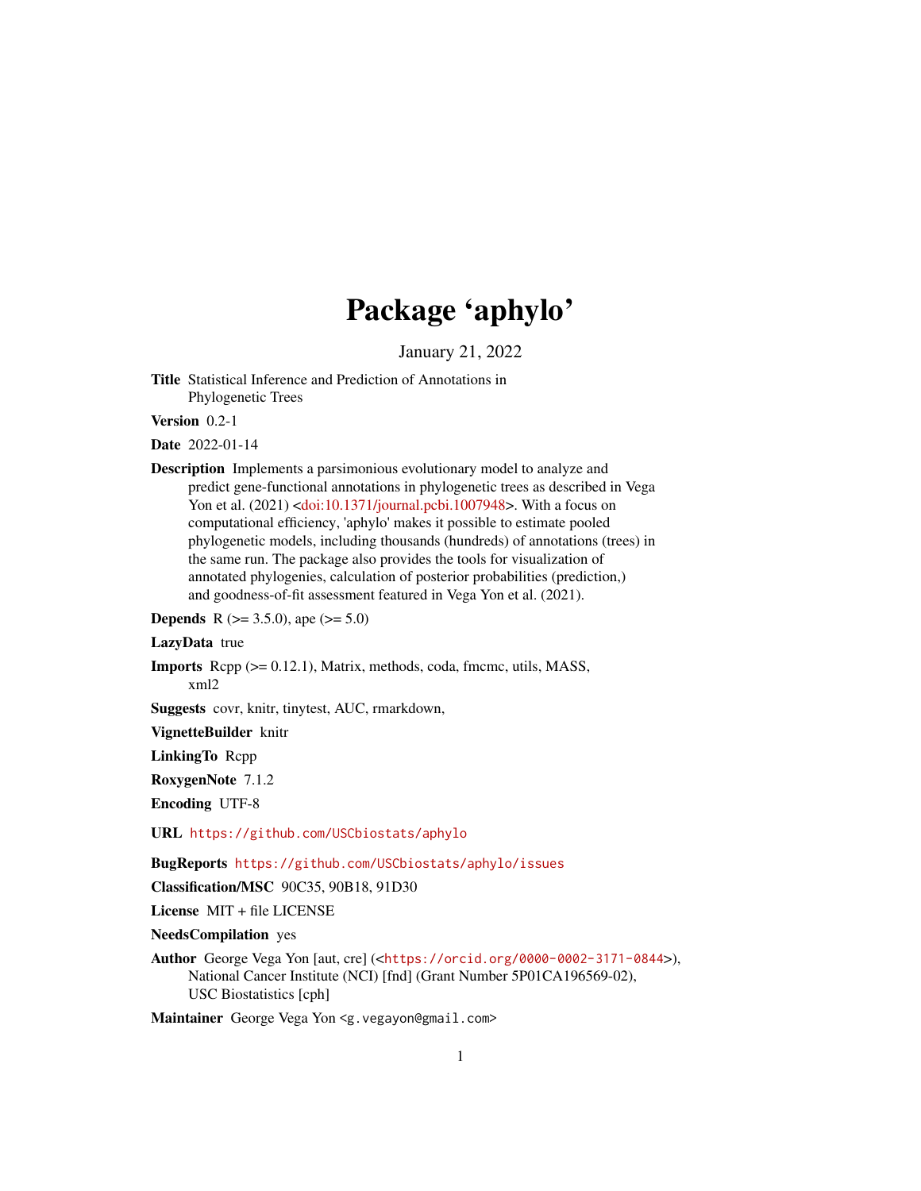# Package 'aphylo'

January 21, 2022

**Title** Statistical Inference and Prediction of Annotations in Phylogenetic Trees

**Version** 0.2-1

**Date** 2022-01-14

**Description** Implements a parsimonious evolutionary model to analyze and predict gene-functional annotations in phylogenetic trees as described in Vega Yon et al. (2021) <doi:10.1371/journal.pcbi.1007948>. With a focus on computational efficiency, 'aphylo' makes it possible to estimate pooled phylogenetic models, including thousands (hundreds) of annotations (trees) in the same run. The package also provides the tools for visualization of annotated phylogenies, calculation of posterior probabilities (prediction,) and goodness-of-fit assessment featured in Vega Yon et al. (2021).

**Depends** R (>= 3.5.0), ape (>= 5.0)

**LazyData** true

**Imports** Rcpp (>= 0.12.1), Matrix, methods, coda, fmcmc, utils, MASS, xml2

**Suggests** covr, knitr, tinytest, AUC, rmarkdown,

**VignetteBuilder** knitr

**LinkingTo** Rcpp

**RoxygenNote** 7.1.2

**Encoding** UTF-8

**URL** https://github.com/USCbiostats/aphylo

**BugReports** https://github.com/USCbiostats/aphylo/issues

**Classification/MSC** 90C35, 90B18, 91D30

**License** MIT + file LICENSE

**NeedsCompilation** yes

**Author** George Vega Yon [aut, cre] (<https://orcid.org/0000-0002-3171-0844>), National Cancer Institute (NCI) [fnd] (Grant Number 5P01CA196569-02), USC Biostatistics [cph]

**Maintainer** George Vega Yon <g.vegayon@gmail.com>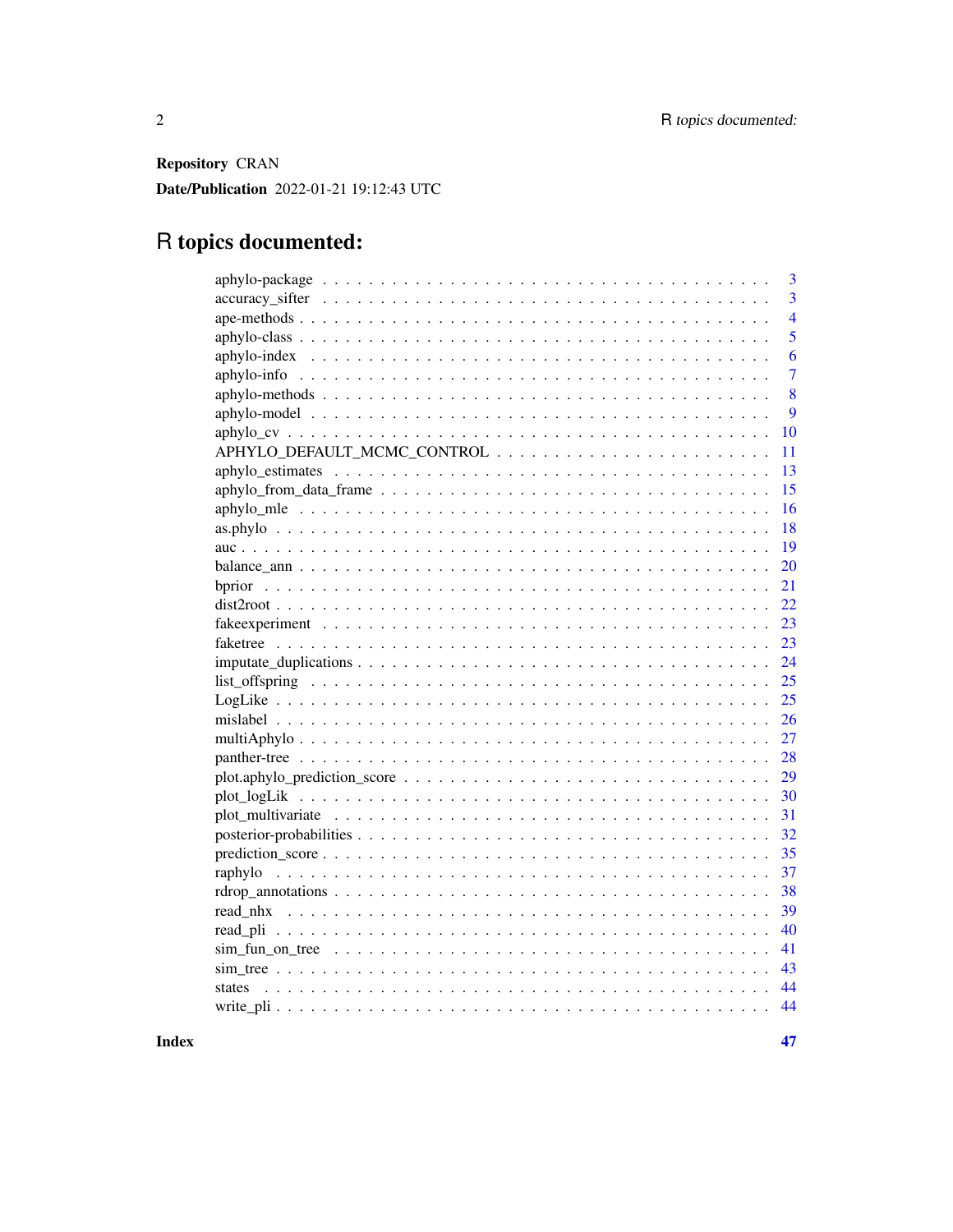**Repository** CRAN

**Date/Publication** 2022-01-21 19:12:43 UTC

# R topics documented:

| | |
|---|---|
| aphylo-package | 3 |
| accuracy_sifter | 3 |
| ape-methods | 4 |
| aphylo-class | 5 |
| aphylo-index | 6 |
| aphylo-info | 7 |
| aphylo-methods | 8 |
| aphylo-model | 9 |
| aphylo_cv | 10 |
| APHYLO_DEFAULT_MCMC_CONTROL | 11 |
| aphylo_estimates | 13 |
| aphylo_from_data_frame | 15 |
| aphylo_mle | 16 |
| as.phylo | 18 |
| auc | 19 |
| balance_ann | 20 |
| bprior | 21 |
| dist2root | 22 |
| fakeexperiment | 23 |
| faketree | 23 |
| imputate_duplications | 24 |
| list_offspring | 25 |
| LogLike | 25 |
| mislabel | 26 |
| multiAphylo | 27 |
| panther-tree | 28 |
| plot.aphylo_prediction_score | 29 |
| plot_logLik | 30 |
| plot_multivariate | 31 |
| posterior-probabilities | 32 |
| prediction_score | 35 |
| raphylo | 37 |
| rdrop_annotations | 38 |
| read_nhx | 39 |
| read_pli | 40 |
| sim_fun_on_tree | 41 |
| sim_tree | 43 |
| states | 44 |
| write_pli | 44 |

**Index** **47**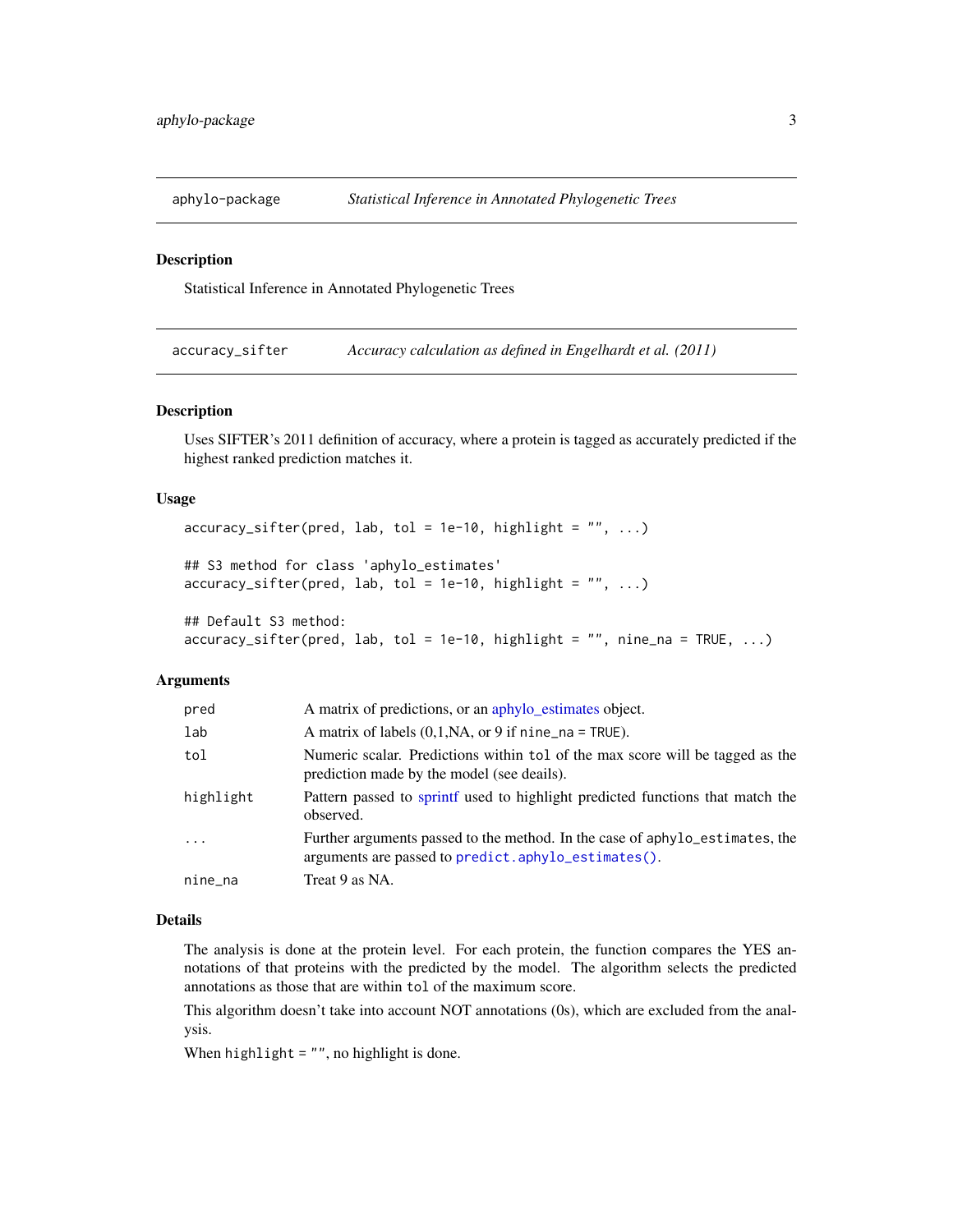## aphylo-package — *Statistical Inference in Annotated Phylogenetic Trees*

### Description

Statistical Inference in Annotated Phylogenetic Trees

## accuracy_sifter — *Accuracy calculation as defined in Engelhardt et al. (2011)*

### Description

Uses SIFTER's 2011 definition of accuracy, where a protein is tagged as accurately predicted if the highest ranked prediction matches it.

### Usage

```
accuracy_sifter(pred, lab, tol = 1e-10, highlight = "", ...)

## S3 method for class 'aphylo_estimates'
accuracy_sifter(pred, lab, tol = 1e-10, highlight = "", ...)

## Default S3 method:
accuracy_sifter(pred, lab, tol = 1e-10, highlight = "", nine_na = TRUE, ...)
```

### Arguments

| Argument | Description |
|---|---|
| `pred` | A matrix of predictions, or an aphylo_estimates object. |
| `lab` | A matrix of labels (0,1,NA, or 9 if `nine_na = TRUE`). |
| `tol` | Numeric scalar. Predictions within `tol` of the max score will be tagged as the prediction made by the model (see deails). |
| `highlight` | Pattern passed to sprintf used to highlight predicted functions that match the observed. |
| `...` | Further arguments passed to the method. In the case of `aphylo_estimates`, the arguments are passed to `predict.aphylo_estimates()`. |
| `nine_na` | Treat 9 as NA. |

### Details

The analysis is done at the protein level. For each protein, the function compares the YES annotations of that proteins with the predicted by the model. The algorithm selects the predicted annotations as those that are within `tol` of the maximum score.

This algorithm doesn't take into account NOT annotations (0s), which are excluded from the analysis.

When `highlight = ""`, no highlight is done.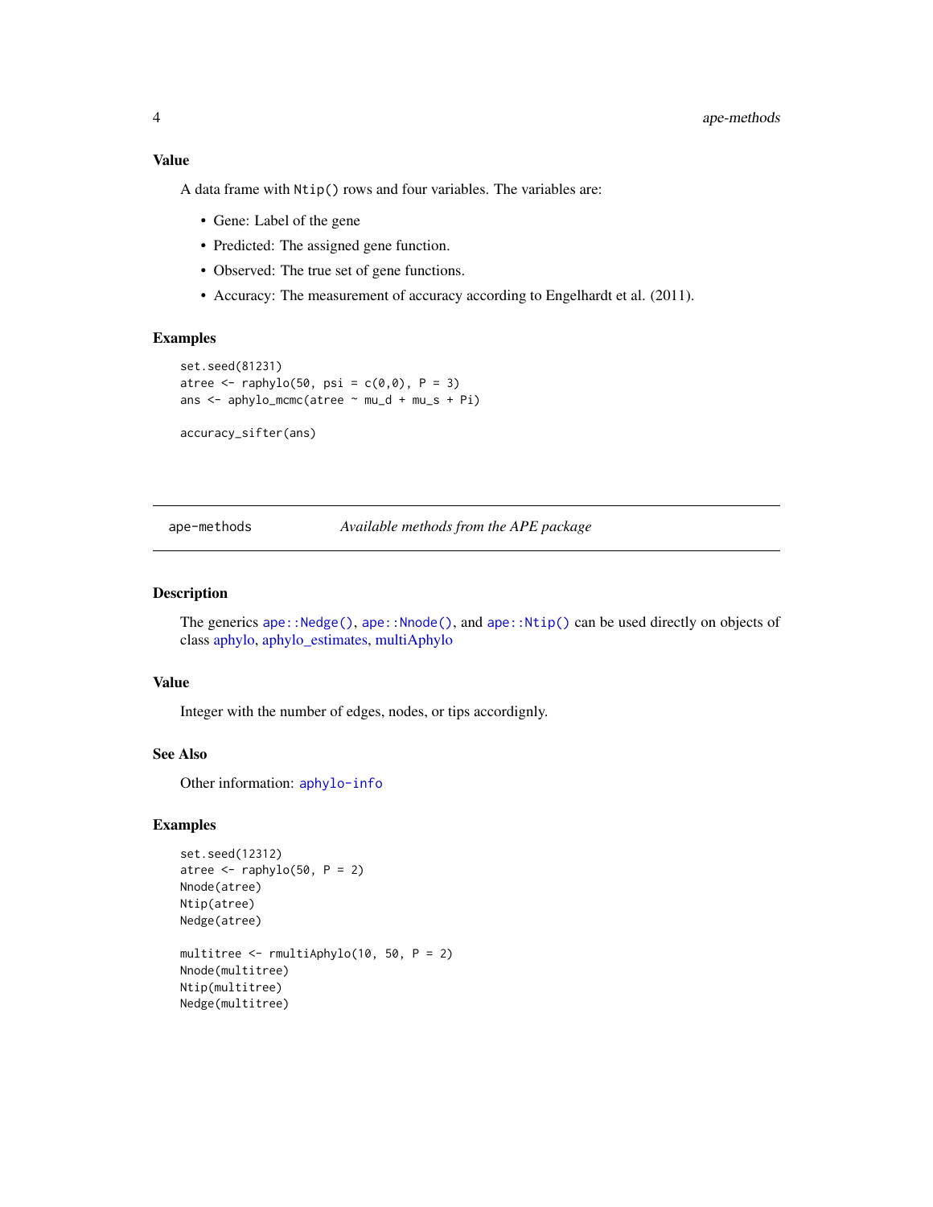### Value

A data frame with `Ntip()` rows and four variables. The variables are:

- Gene: Label of the gene
- Predicted: The assigned gene function.
- Observed: The true set of gene functions.
- Accuracy: The measurement of accuracy according to Engelhardt et al. (2011).

### Examples

```
set.seed(81231)
atree <- raphylo(50, psi = c(0,0), P = 3)
ans <- aphylo_mcmc(atree ~ mu_d + mu_s + Pi)

accuracy_sifter(ans)
```

---

## ape-methods — *Available methods from the APE package*

---

### Description

The generics `ape::Nedge()`, `ape::Nnode()`, and `ape::Ntip()` can be used directly on objects of class aphylo, aphylo_estimates, multiAphylo

### Value

Integer with the number of edges, nodes, or tips accordignly.

### See Also

Other information: `aphylo-info`

### Examples

```
set.seed(12312)
atree <- raphylo(50, P = 2)
Nnode(atree)
Ntip(atree)
Nedge(atree)

multitree <- rmultiAphylo(10, 50, P = 2)
Nnode(multitree)
Ntip(multitree)
Nedge(multitree)
```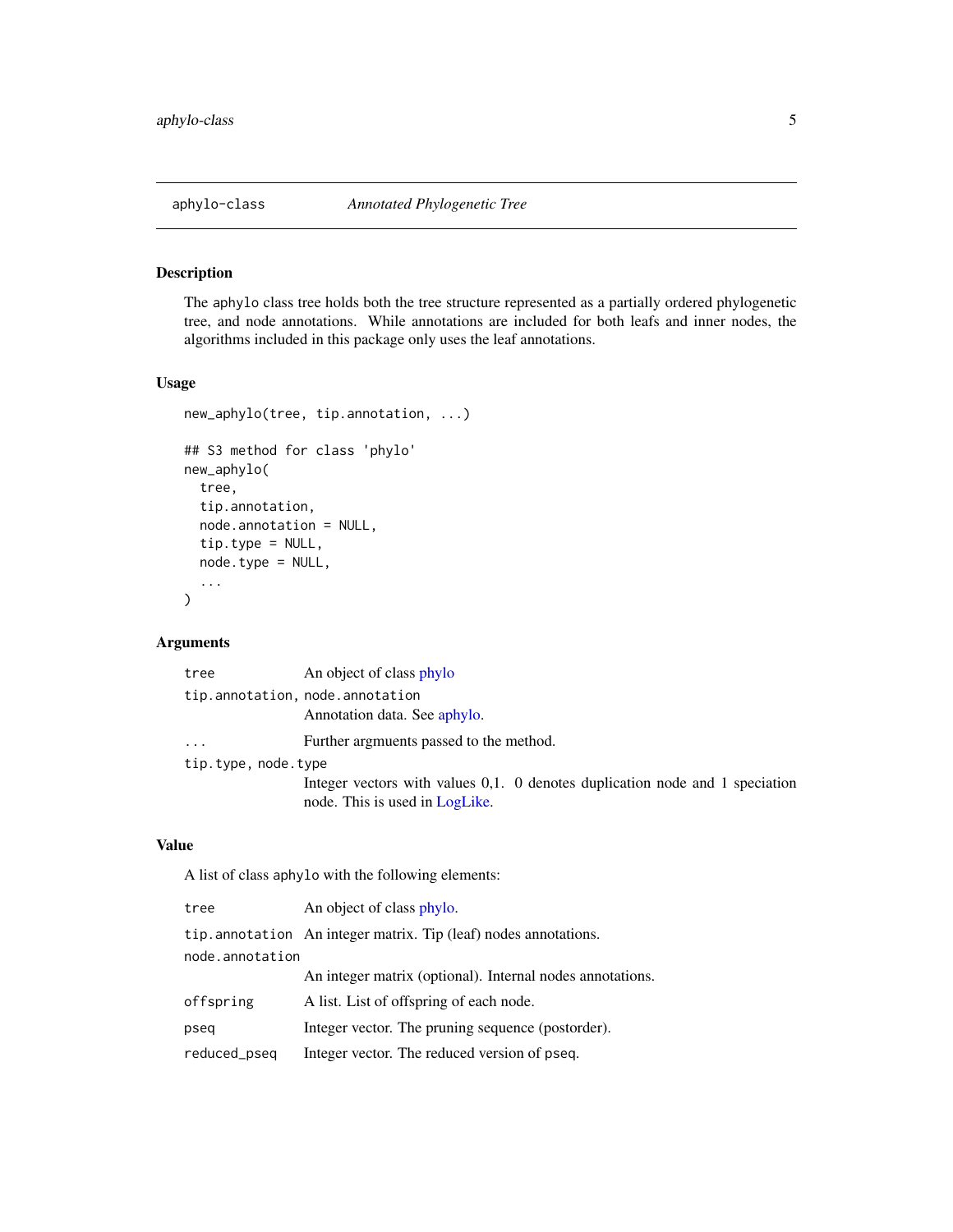## aphylo-class *Annotated Phylogenetic Tree*

### Description

The `aphylo` class tree holds both the tree structure represented as a partially ordered phylogenetic tree, and node annotations. While annotations are included for both leafs and inner nodes, the algorithms included in this package only uses the leaf annotations.

### Usage

```
new_aphylo(tree, tip.annotation, ...)

## S3 method for class 'phylo'
new_aphylo(
  tree,
  tip.annotation,
  node.annotation = NULL,
  tip.type = NULL,
  node.type = NULL,
  ...
)
```

### Arguments

| | |
|---|---|
| `tree` | An object of class phylo |
| `tip.annotation, node.annotation` | Annotation data. See aphylo. |
| `...` | Further argmuments passed to the method. |
| `tip.type, node.type` | Integer vectors with values 0,1. 0 denotes duplication node and 1 speciation node. This is used in LogLike. |

### Value

A list of class `aphylo` with the following elements:

| | |
|---|---|
| `tree` | An object of class phylo. |
| `tip.annotation` | An integer matrix. Tip (leaf) nodes annotations. |
| `node.annotation` | An integer matrix (optional). Internal nodes annotations. |
| `offspring` | A list. List of offspring of each node. |
| `pseq` | Integer vector. The pruning sequence (postorder). |
| `reduced_pseq` | Integer vector. The reduced version of `pseq`. |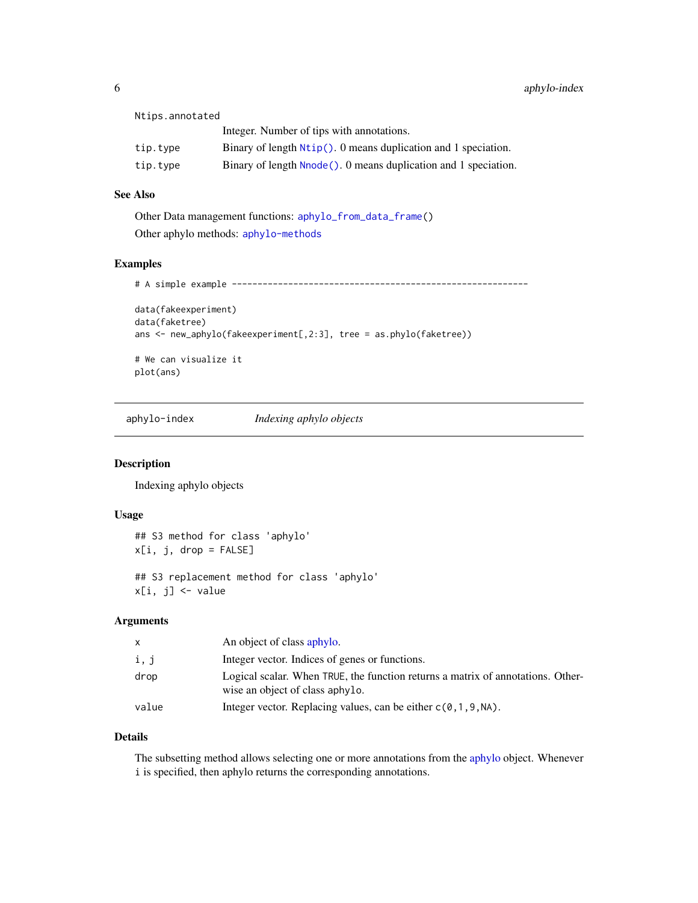Ntips.annotated
: Integer. Number of tips with annotations.

tip.type
: Binary of length `Ntip()`. 0 means duplication and 1 speciation.

tip.type
: Binary of length `Nnode()`. 0 means duplication and 1 speciation.

### See Also

Other Data management functions: `aphylo_from_data_frame()`

Other aphylo methods: `aphylo-methods`

### Examples

```
# A simple example ----------------------------------------------------------

data(fakeexperiment)
data(faketree)
ans <- new_aphylo(fakeexperiment[,2:3], tree = as.phylo(faketree))

# We can visualize it
plot(ans)
```

---

## aphylo-index — *Indexing aphylo objects*

### Description

Indexing aphylo objects

### Usage

```
## S3 method for class 'aphylo'
x[i, j, drop = FALSE]

## S3 replacement method for class 'aphylo'
x[i, j] <- value
```

### Arguments

| | |
|---|---|
| `x` | An object of class aphylo. |
| `i, j` | Integer vector. Indices of genes or functions. |
| `drop` | Logical scalar. When `TRUE`, the function returns a matrix of annotations. Otherwise an object of class `aphylo`. |
| `value` | Integer vector. Replacing values, can be either `c(0,1,9,NA)`. |

### Details

The subsetting method allows selecting one or more annotations from the aphylo object. Whenever `i` is specified, then aphylo returns the corresponding annotations.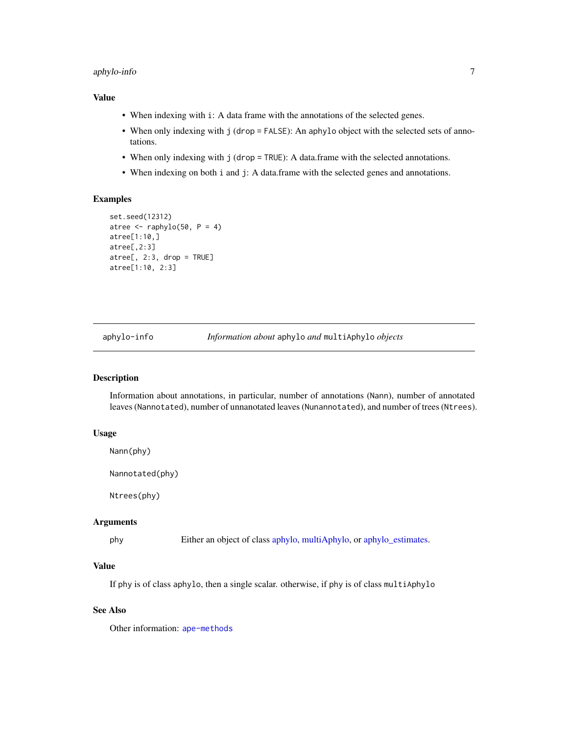### Value

- When indexing with `i`: A data frame with the annotations of the selected genes.
- When only indexing with `j` (`drop = FALSE`): An `aphylo` object with the selected sets of annotations.
- When only indexing with `j` (`drop = TRUE`): A data.frame with the selected annotations.
- When indexing on both `i` and `j`: A data.frame with the selected genes and annotations.

### Examples

```
set.seed(12312)
atree <- raphylo(50, P = 4)
atree[1:10,]
atree[,2:3]
atree[, 2:3, drop = TRUE]
atree[1:10, 2:3]
```

---

## aphylo-info — *Information about* `aphylo` *and* `multiAphylo` *objects*

---

### Description

Information about annotations, in particular, number of annotations (`Nann`), number of annotated leaves (`Nannotated`), number of unnanotated leaves (`Nunannotated`), and number of trees (`Ntrees`).

### Usage

```
Nann(phy)

Nannotated(phy)

Ntrees(phy)
```

### Arguments

| | |
|---|---|
| `phy` | Either an object of class aphylo, multiAphylo, or aphylo_estimates. |

### Value

If phy is of class `aphylo`, then a single scalar. otherwise, if phy is of class `multiAphylo`

### See Also

Other information: `ape-methods`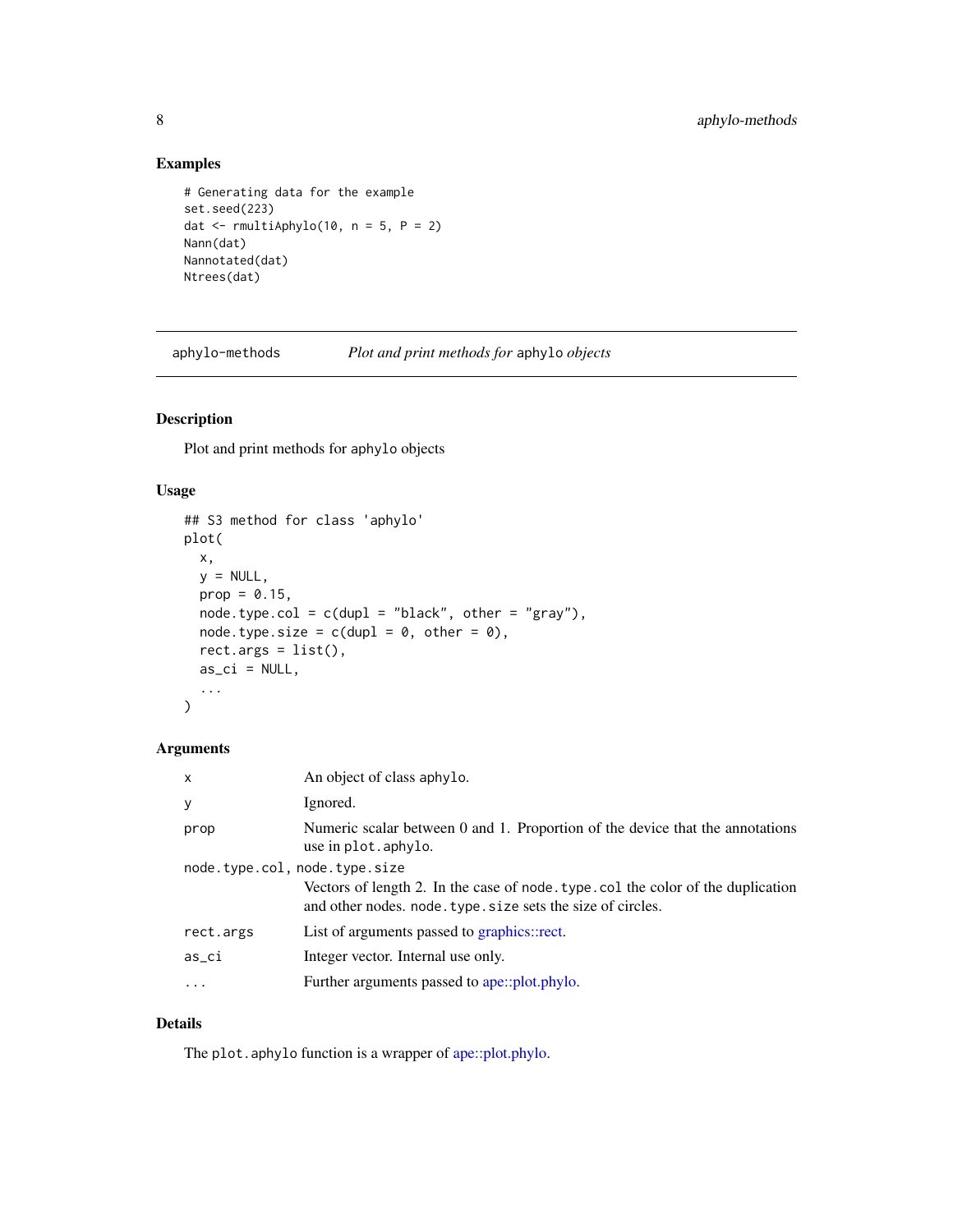## Examples

```
# Generating data for the example
set.seed(223)
dat <- rmultiAphylo(10, n = 5, P = 2)
Nann(dat)
Nannotated(dat)
Ntrees(dat)
```

---

# aphylo-methods — *Plot and print methods for* `aphylo` *objects*

---

## Description

Plot and print methods for `aphylo` objects

## Usage

```
## S3 method for class 'aphylo'
plot(
  x,
  y = NULL,
  prop = 0.15,
  node.type.col = c(dupl = "black", other = "gray"),
  node.type.size = c(dupl = 0, other = 0),
  rect.args = list(),
  as_ci = NULL,
  ...
)
```

## Arguments

| | |
|---|---|
| `x` | An object of class `aphylo`. |
| `y` | Ignored. |
| `prop` | Numeric scalar between 0 and 1. Proportion of the device that the annotations use in `plot.aphylo`. |
| `node.type.col, node.type.size` | Vectors of length 2. In the case of `node.type.col` the color of the duplication and other nodes. `node.type.size` sets the size of circles. |
| `rect.args` | List of arguments passed to graphics::rect. |
| `as_ci` | Integer vector. Internal use only. |
| `...` | Further arguments passed to ape::plot.phylo. |

## Details

The `plot.aphylo` function is a wrapper of ape::plot.phylo.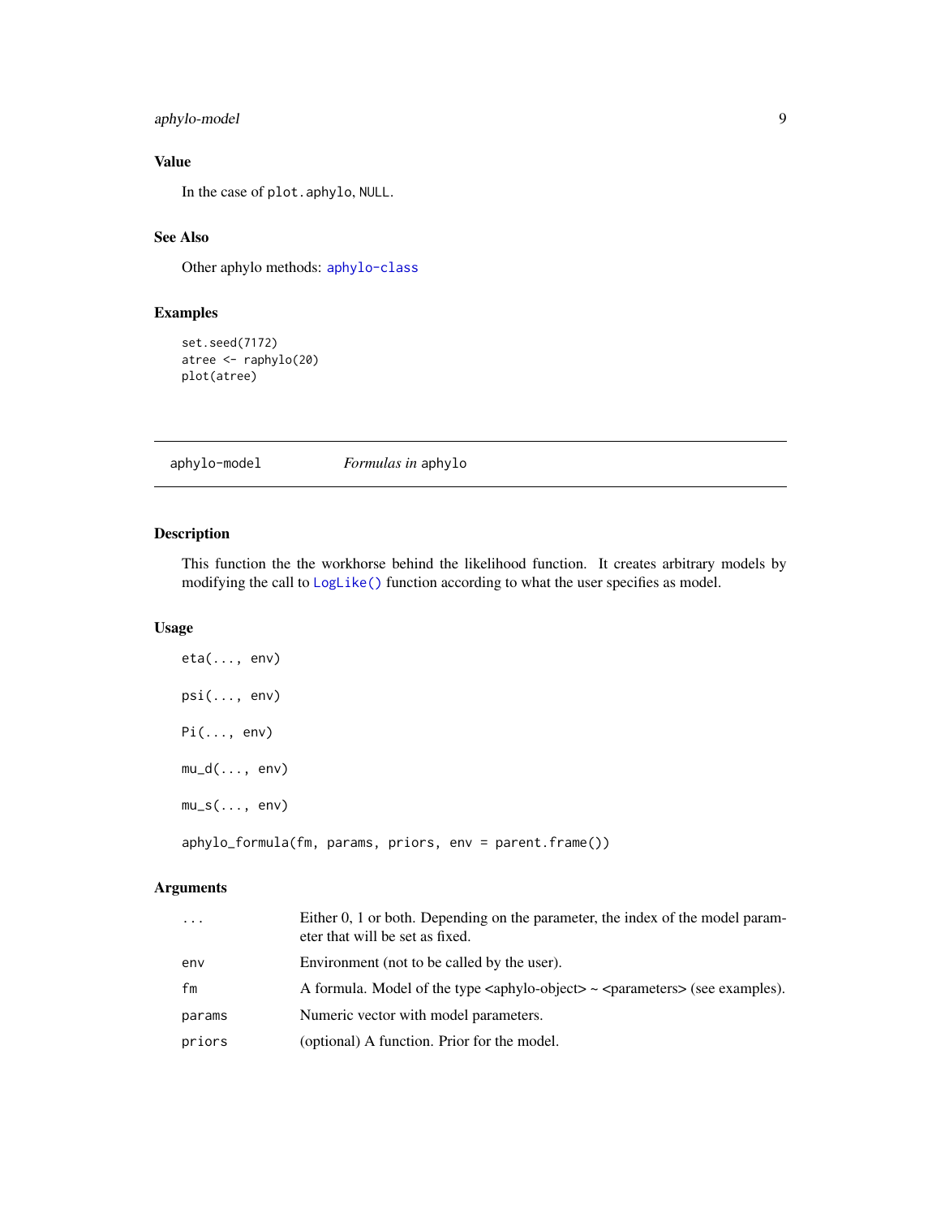### Value

In the case of `plot.aphylo`, `NULL`.

### See Also

Other aphylo methods: `aphylo-class`

### Examples

```
set.seed(7172)
atree <- raphylo(20)
plot(atree)
```

---

## aphylo-model    *Formulas in* aphylo

---

### Description

This function the the workhorse behind the likelihood function. It creates arbitrary models by modifying the call to `LogLike()` function according to what the user specifies as model.

### Usage

```
eta(..., env)

psi(..., env)

Pi(..., env)

mu_d(..., env)

mu_s(..., env)

aphylo_formula(fm, params, priors, env = parent.frame())
```

### Arguments

| | |
|---|---|
| `...` | Either 0, 1 or both. Depending on the parameter, the index of the model parameter that will be set as fixed. |
| `env` | Environment (not to be called by the user). |
| `fm` | A formula. Model of the type <aphylo-object> ~ <parameters> (see examples). |
| `params` | Numeric vector with model parameters. |
| `priors` | (optional) A function. Prior for the model. |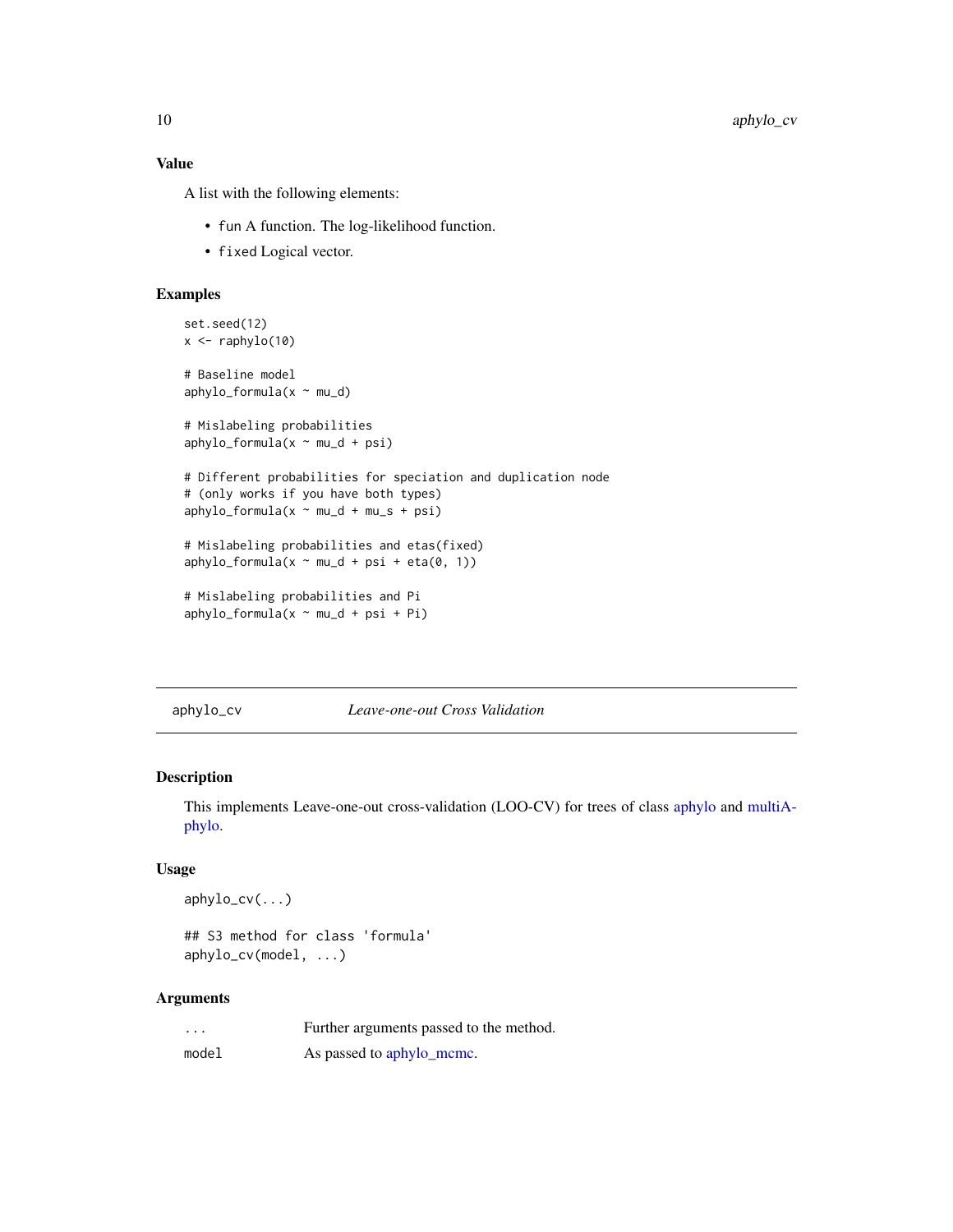### Value

A list with the following elements:

- `fun` A function. The log-likelihood function.
- `fixed` Logical vector.

### Examples

```
set.seed(12)
x <- raphylo(10)

# Baseline model
aphylo_formula(x ~ mu_d)

# Mislabeling probabilities
aphylo_formula(x ~ mu_d + psi)

# Different probabilities for speciation and duplication node
# (only works if you have both types)
aphylo_formula(x ~ mu_d + mu_s + psi)

# Mislabeling probabilities and etas(fixed)
aphylo_formula(x ~ mu_d + psi + eta(0, 1))

# Mislabeling probabilities and Pi
aphylo_formula(x ~ mu_d + psi + Pi)
```

---

## aphylo_cv — *Leave-one-out Cross Validation*

### Description

This implements Leave-one-out cross-validation (LOO-CV) for trees of class aphylo and multiAphylo.

### Usage

```
aphylo_cv(...)

## S3 method for class 'formula'
aphylo_cv(model, ...)
```

### Arguments

| | |
|---|---|
| `...` | Further arguments passed to the method. |
| `model` | As passed to aphylo_mcmc. |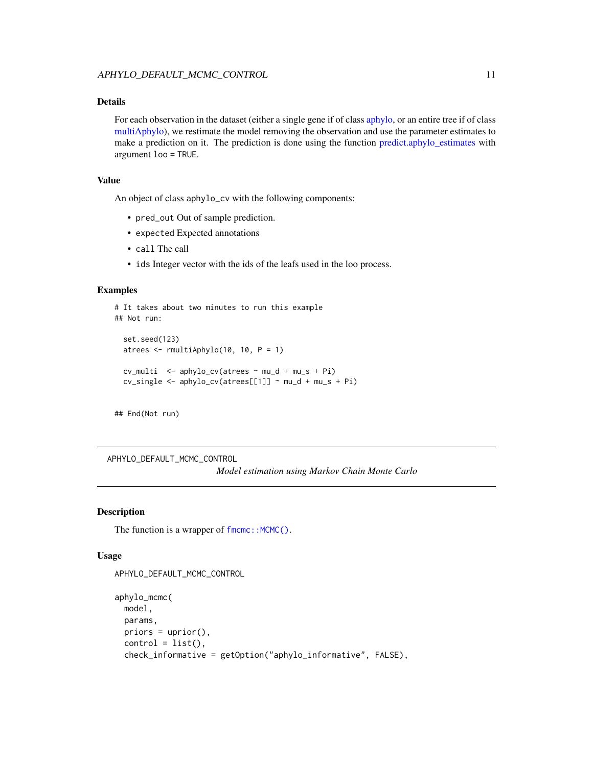### Details

For each observation in the dataset (either a single gene if of class aphylo, or an entire tree if of class multiAphylo), we restimate the model removing the observation and use the parameter estimates to make a prediction on it. The prediction is done using the function predict.aphylo_estimates with argument `loo = TRUE`.

### Value

An object of class `aphylo_cv` with the following components:

- `pred_out` Out of sample prediction.
- `expected` Expected annotations
- `call` The call
- `ids` Integer vector with the ids of the leafs used in the loo process.

### Examples

```
# It takes about two minutes to run this example
## Not run:

  set.seed(123)
  atrees <- rmultiAphylo(10, 10, P = 1)

  cv_multi  <- aphylo_cv(atrees ~ mu_d + mu_s + Pi)
  cv_single <- aphylo_cv(atrees[[1]] ~ mu_d + mu_s + Pi)


## End(Not run)
```

---

## APHYLO_DEFAULT_MCMC_CONTROL

*Model estimation using Markov Chain Monte Carlo*

---

### Description

The function is a wrapper of `fmcmc::MCMC()`.

### Usage

```
APHYLO_DEFAULT_MCMC_CONTROL

aphylo_mcmc(
  model,
  params,
  priors = uprior(),
  control = list(),
  check_informative = getOption("aphylo_informative", FALSE),
```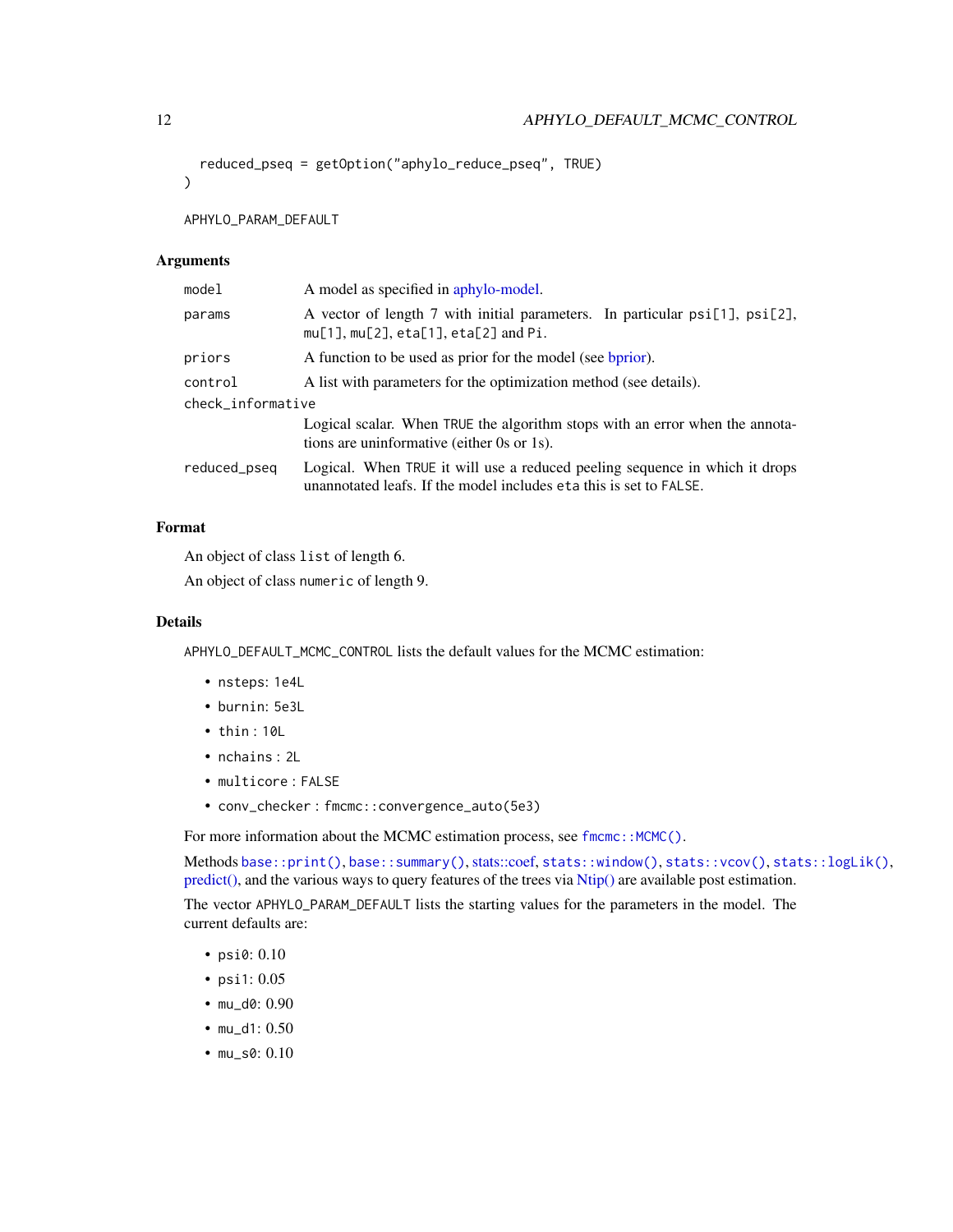```
  reduced_pseq = getOption("aphylo_reduce_pseq", TRUE)
)

APHYLO_PARAM_DEFAULT
```

## Arguments

| | |
|---|---|
| `model` | A model as specified in aphylo-model. |
| `params` | A vector of length 7 with initial parameters. In particular `psi[1]`, `psi[2]`, `mu[1]`, `mu[2]`, `eta[1]`, `eta[2]` and `Pi`. |
| `priors` | A function to be used as prior for the model (see bprior). |
| `control` | A list with parameters for the optimization method (see details). |
| `check_informative` | Logical scalar. When `TRUE` the algorithm stops with an error when the annotations are uninformative (either 0s or 1s). |
| `reduced_pseq` | Logical. When `TRUE` it will use a reduced peeling sequence in which it drops unannotated leafs. If the model includes `eta` this is set to `FALSE`. |

## Format

An object of class `list` of length 6.

An object of class `numeric` of length 9.

## Details

`APHYLO_DEFAULT_MCMC_CONTROL` lists the default values for the MCMC estimation:

- `nsteps`: `1e4L`
- `burnin`: `5e3L`
- `thin` : `10L`
- `nchains` : `2L`
- `multicore` : `FALSE`
- `conv_checker` : `fmcmc::convergence_auto(5e3)`

For more information about the MCMC estimation process, see `fmcmc::MCMC()`.

Methods `base::print()`, `base::summary()`, stats::coef, `stats::window()`, `stats::vcov()`, `stats::logLik()`, predict(), and the various ways to query features of the trees via Ntip() are available post estimation.

The vector `APHYLO_PARAM_DEFAULT` lists the starting values for the parameters in the model. The current defaults are:

- `psi0`: 0.10
- `psi1`: 0.05
- `mu_d0`: 0.90
- `mu_d1`: 0.50
- `mu_s0`: 0.10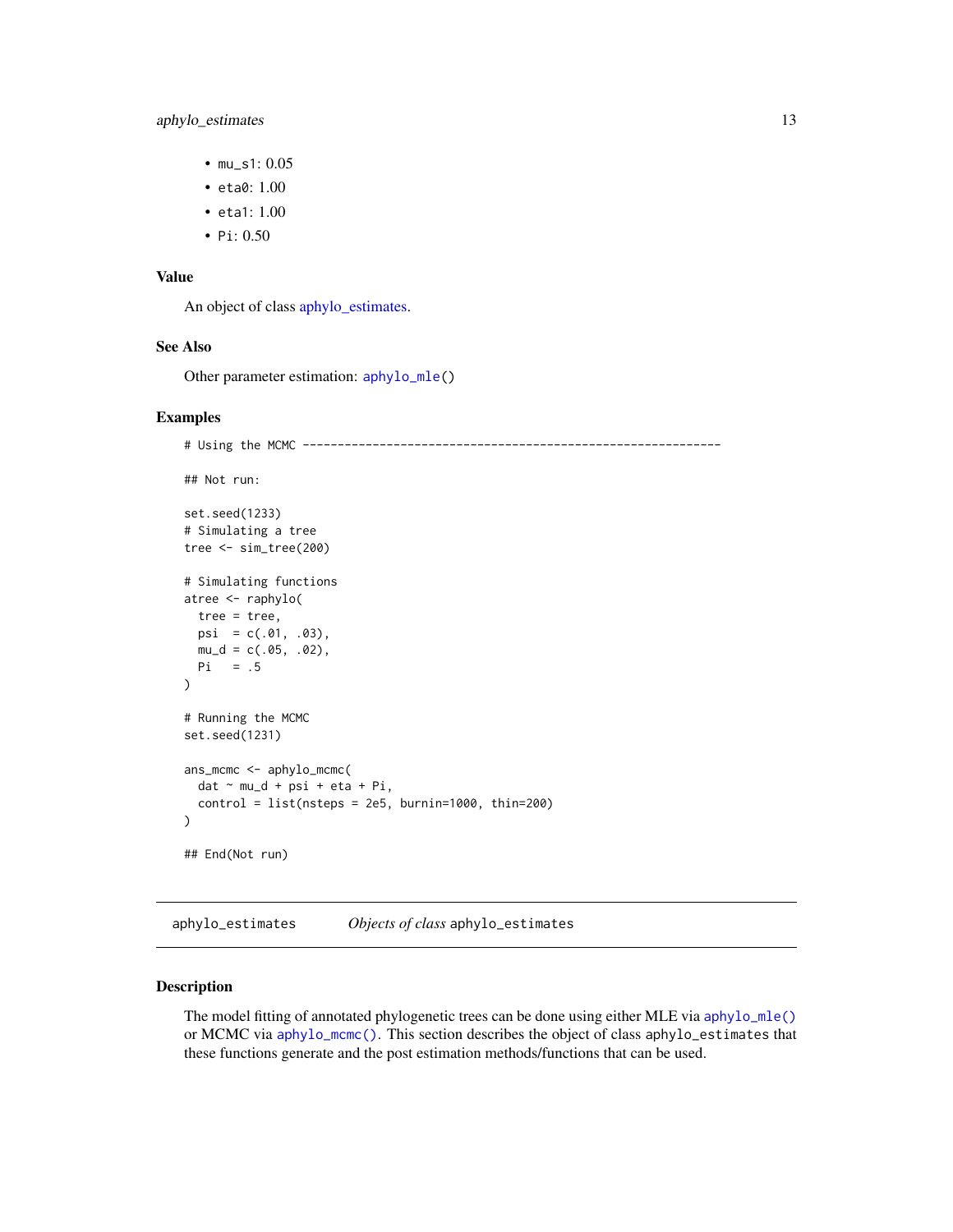- `mu_s1`: 0.05
- `eta0`: 1.00
- `eta1`: 1.00
- `Pi`: 0.50

### Value

An object of class aphylo_estimates.

### See Also

Other parameter estimation: `aphylo_mle()`

### Examples

```
# Using the MCMC ------------------------------------------------------------

## Not run:

set.seed(1233)
# Simulating a tree
tree <- sim_tree(200)

# Simulating functions
atree <- raphylo(
  tree = tree,
  psi  = c(.01, .03),
  mu_d = c(.05, .02),
  Pi   = .5
)

# Running the MCMC
set.seed(1231)

ans_mcmc <- aphylo_mcmc(
  dat ~ mu_d + psi + eta + Pi,
  control = list(nsteps = 2e5, burnin=1000, thin=200)
)

## End(Not run)
```

---

## aphylo_estimates — *Objects of class* `aphylo_estimates`

### Description

The model fitting of annotated phylogenetic trees can be done using either MLE via `aphylo_mle()` or MCMC via `aphylo_mcmc()`. This section describes the object of class `aphylo_estimates` that these functions generate and the post estimation methods/functions that can be used.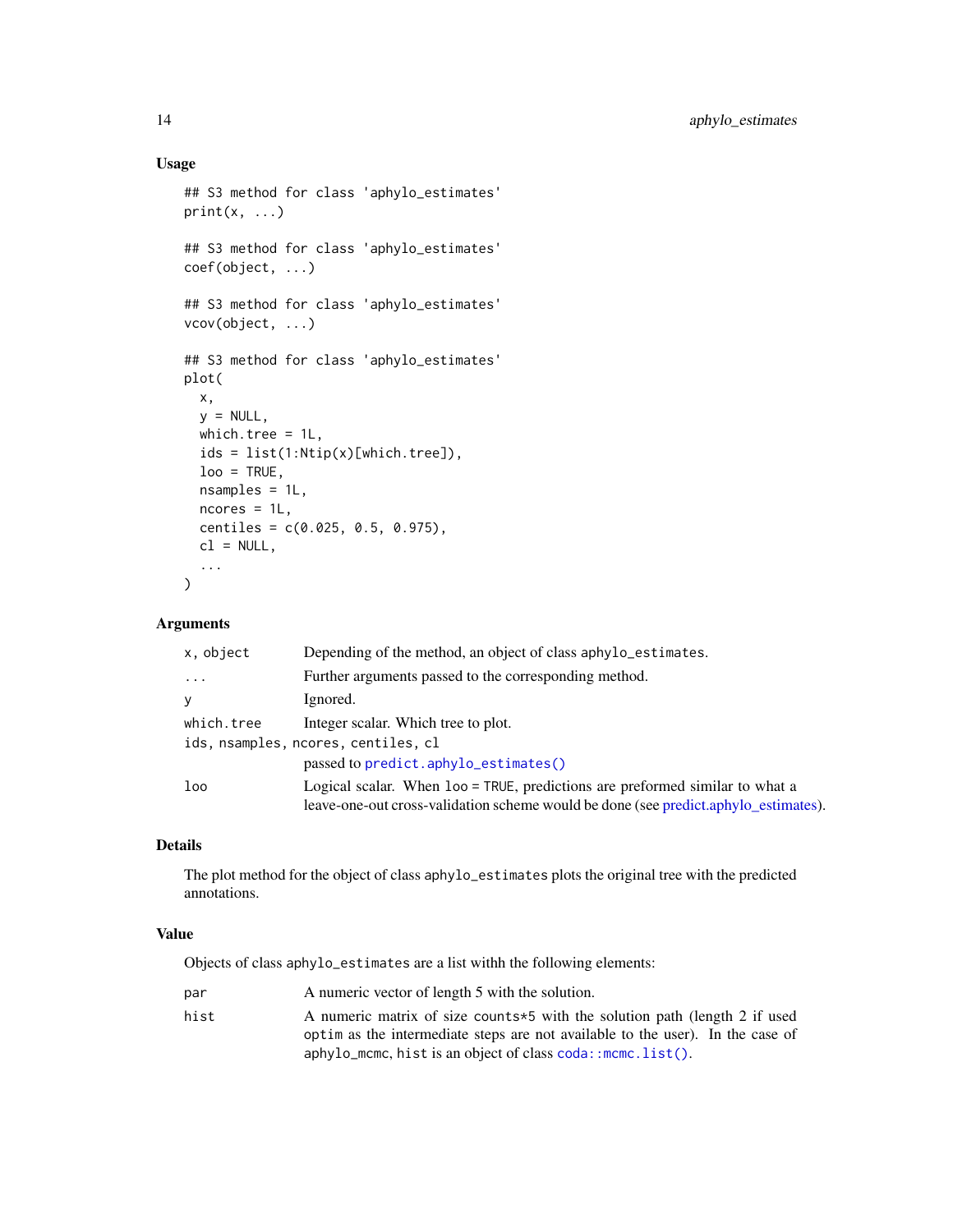### Usage

```
## S3 method for class 'aphylo_estimates'
print(x, ...)

## S3 method for class 'aphylo_estimates'
coef(object, ...)

## S3 method for class 'aphylo_estimates'
vcov(object, ...)

## S3 method for class 'aphylo_estimates'
plot(
  x,
  y = NULL,
  which.tree = 1L,
  ids = list(1:Ntip(x)[which.tree]),
  loo = TRUE,
  nsamples = 1L,
  ncores = 1L,
  centiles = c(0.025, 0.5, 0.975),
  cl = NULL,
  ...
)
```

### Arguments

| | |
|---|---|
| `x, object` | Depending of the method, an object of class `aphylo_estimates`. |
| `...` | Further arguments passed to the corresponding method. |
| `y` | Ignored. |
| `which.tree` | Integer scalar. Which tree to plot. |
| `ids, nsamples, ncores, centiles, cl` | passed to `predict.aphylo_estimates()` |
| `loo` | Logical scalar. When `loo = TRUE`, predictions are preformed similar to what a leave-one-out cross-validation scheme would be done (see predict.aphylo_estimates). |

### Details

The plot method for the object of class `aphylo_estimates` plots the original tree with the predicted annotations.

### Value

Objects of class `aphylo_estimates` are a list withh the following elements:

| | |
|---|---|
| `par` | A numeric vector of length 5 with the solution. |
| `hist` | A numeric matrix of size `counts*5` with the solution path (length 2 if used `optim` as the intermediate steps are not available to the user). In the case of `aphylo_mcmc`, `hist` is an object of class `coda::mcmc.list()`. |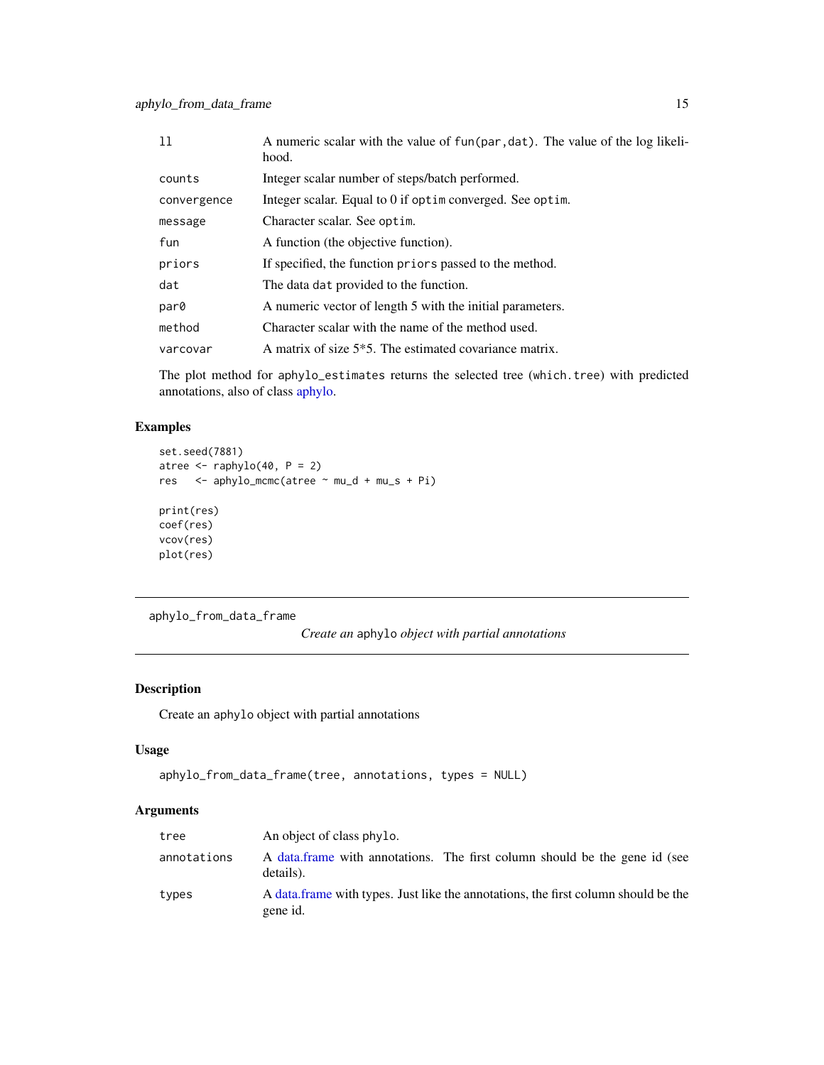| | |
|---|---|
| ll | A numeric scalar with the value of `fun(par,dat)`. The value of the log likelihood. |
| counts | Integer scalar number of steps/batch performed. |
| convergence | Integer scalar. Equal to 0 if `optim` converged. See `optim`. |
| message | Character scalar. See `optim`. |
| fun | A function (the objective function). |
| priors | If specified, the function `priors` passed to the method. |
| dat | The data `dat` provided to the function. |
| par0 | A numeric vector of length 5 with the initial parameters. |
| method | Character scalar with the name of the method used. |
| varcovar | A matrix of size 5*5. The estimated covariance matrix. |

The plot method for `aphylo_estimates` returns the selected tree (`which.tree`) with predicted annotations, also of class aphylo.

## Examples

```
set.seed(7881)
atree <- raphylo(40, P = 2)
res   <- aphylo_mcmc(atree ~ mu_d + mu_s + Pi)

print(res)
coef(res)
vcov(res)
plot(res)
```

---

# aphylo_from_data_frame

*Create an* `aphylo` *object with partial annotations*

---

## Description

Create an `aphylo` object with partial annotations

## Usage

```
aphylo_from_data_frame(tree, annotations, types = NULL)
```

## Arguments

| | |
|---|---|
| tree | An object of class `phylo`. |
| annotations | A data.frame with annotations. The first column should be the gene id (see details). |
| types | A data.frame with types. Just like the annotations, the first column should be the gene id. |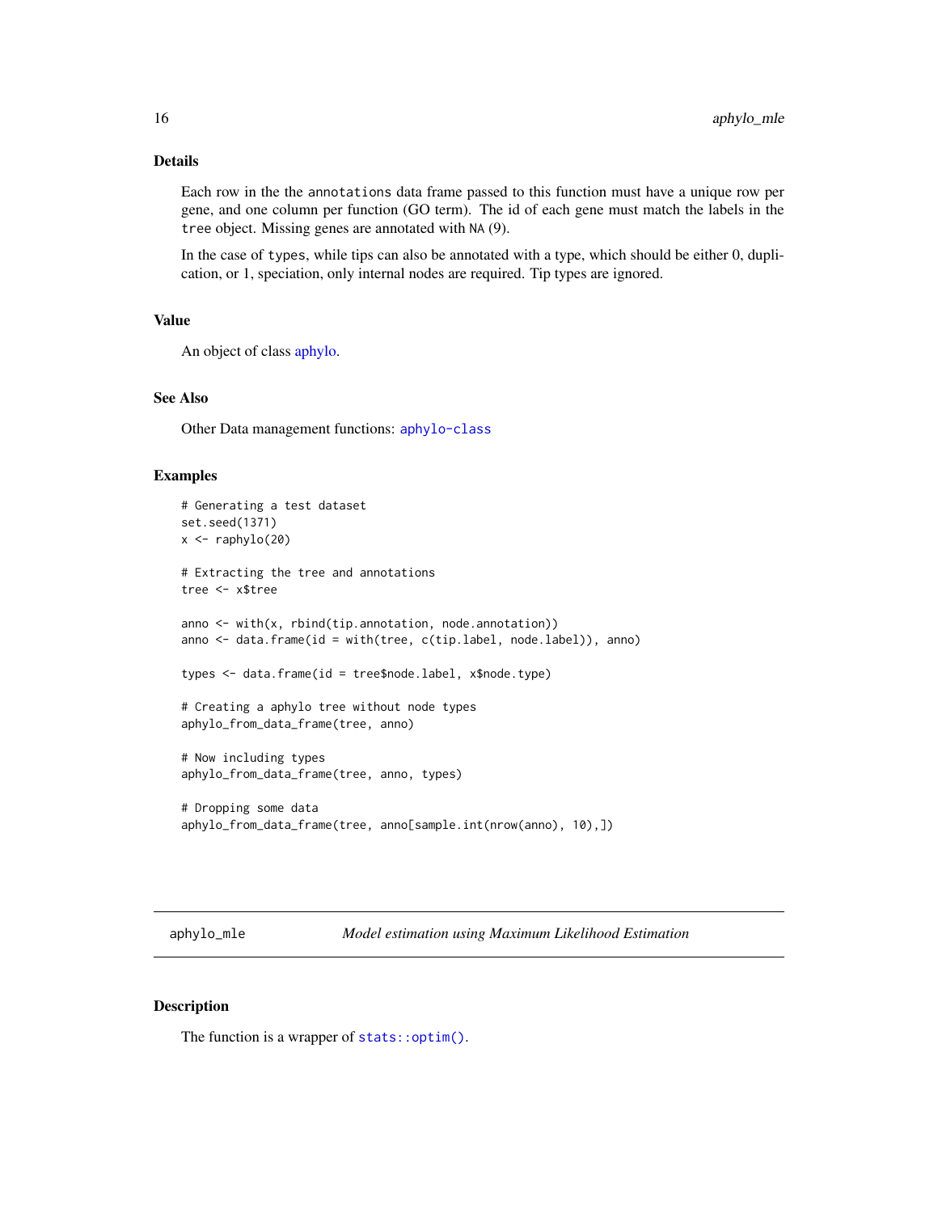## Details

Each row in the the annotations data frame passed to this function must have a unique row per gene, and one column per function (GO term). The id of each gene must match the labels in the tree object. Missing genes are annotated with NA (9).

In the case of types, while tips can also be annotated with a type, which should be either 0, duplication, or 1, speciation, only internal nodes are required. Tip types are ignored.

## Value

An object of class aphylo.

## See Also

Other Data management functions: aphylo-class

## Examples

```
# Generating a test dataset
set.seed(1371)
x <- raphylo(20)

# Extracting the tree and annotations
tree <- x$tree

anno <- with(x, rbind(tip.annotation, node.annotation))
anno <- data.frame(id = with(tree, c(tip.label, node.label)), anno)

types <- data.frame(id = tree$node.label, x$node.type)

# Creating a aphylo tree without node types
aphylo_from_data_frame(tree, anno)

# Now including types
aphylo_from_data_frame(tree, anno, types)

# Dropping some data
aphylo_from_data_frame(tree, anno[sample.int(nrow(anno), 10),])
```

---

# aphylo_mle — *Model estimation using Maximum Likelihood Estimation*

## Description

The function is a wrapper of stats::optim().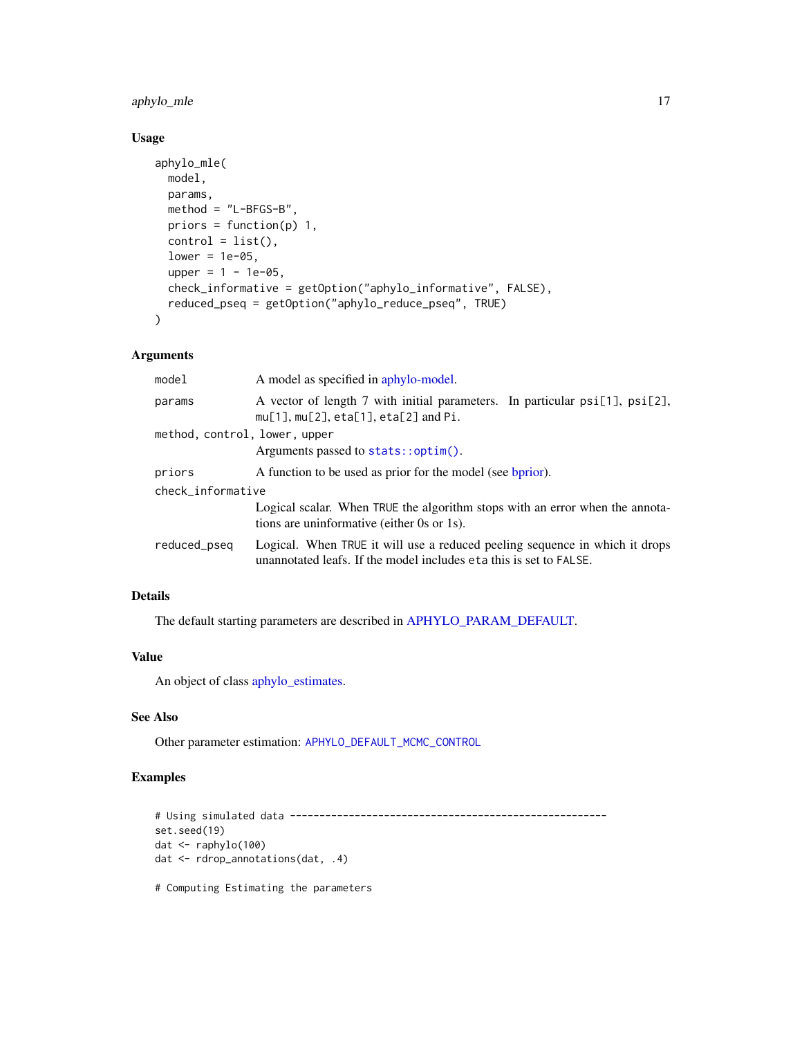## Usage

```
aphylo_mle(
  model,
  params,
  method = "L-BFGS-B",
  priors = function(p) 1,
  control = list(),
  lower = 1e-05,
  upper = 1 - 1e-05,
  check_informative = getOption("aphylo_informative", FALSE),
  reduced_pseq = getOption("aphylo_reduce_pseq", TRUE)
)
```

## Arguments

| | |
|---|---|
| model | A model as specified in aphylo-model. |
| params | A vector of length 7 with initial parameters. In particular psi[1], psi[2], mu[1], mu[2], eta[1], eta[2] and Pi. |
| method, control, lower, upper | Arguments passed to `stats::optim()`. |
| priors | A function to be used as prior for the model (see bprior). |
| check_informative | Logical scalar. When TRUE the algorithm stops with an error when the annotations are uninformative (either 0s or 1s). |
| reduced_pseq | Logical. When TRUE it will use a reduced peeling sequence in which it drops unannotated leafs. If the model includes eta this is set to FALSE. |

## Details

The default starting parameters are described in APHYLO_PARAM_DEFAULT.

## Value

An object of class aphylo_estimates.

## See Also

Other parameter estimation: `APHYLO_DEFAULT_MCMC_CONTROL`

## Examples

```
# Using simulated data ----------------------------------------------------
set.seed(19)
dat <- raphylo(100)
dat <- rdrop_annotations(dat, .4)

# Computing Estimating the parameters
```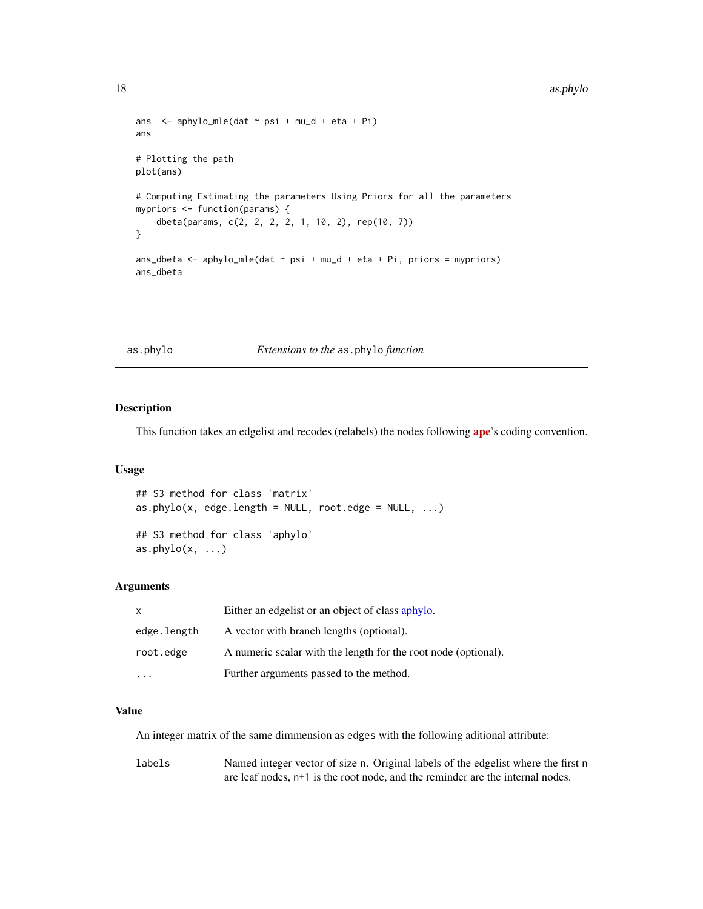```
ans  <- aphylo_mle(dat ~ psi + mu_d + eta + Pi)
ans

# Plotting the path
plot(ans)

# Computing Estimating the parameters Using Priors for all the parameters
mypriors <- function(params) {
    dbeta(params, c(2, 2, 2, 2, 1, 10, 2), rep(10, 7))
}

ans_dbeta <- aphylo_mle(dat ~ psi + mu_d + eta + Pi, priors = mypriors)
ans_dbeta
```

---

`as.phylo` *Extensions to the* `as.phylo` *function*

---

## Description

This function takes an edgelist and recodes (relabels) the nodes following **ape**'s coding convention.

## Usage

```
## S3 method for class 'matrix'
as.phylo(x, edge.length = NULL, root.edge = NULL, ...)

## S3 method for class 'aphylo'
as.phylo(x, ...)
```

## Arguments

| | |
|---|---|
| `x` | Either an edgelist or an object of class aphylo. |
| `edge.length` | A vector with branch lengths (optional). |
| `root.edge` | A numeric scalar with the length for the root node (optional). |
| `...` | Further arguments passed to the method. |

## Value

An integer matrix of the same dimmension as `edges` with the following aditional attribute:

| | |
|---|---|
| `labels` | Named integer vector of size `n`. Original labels of the edgelist where the first `n` are leaf nodes, `n+1` is the root node, and the reminder are the internal nodes. |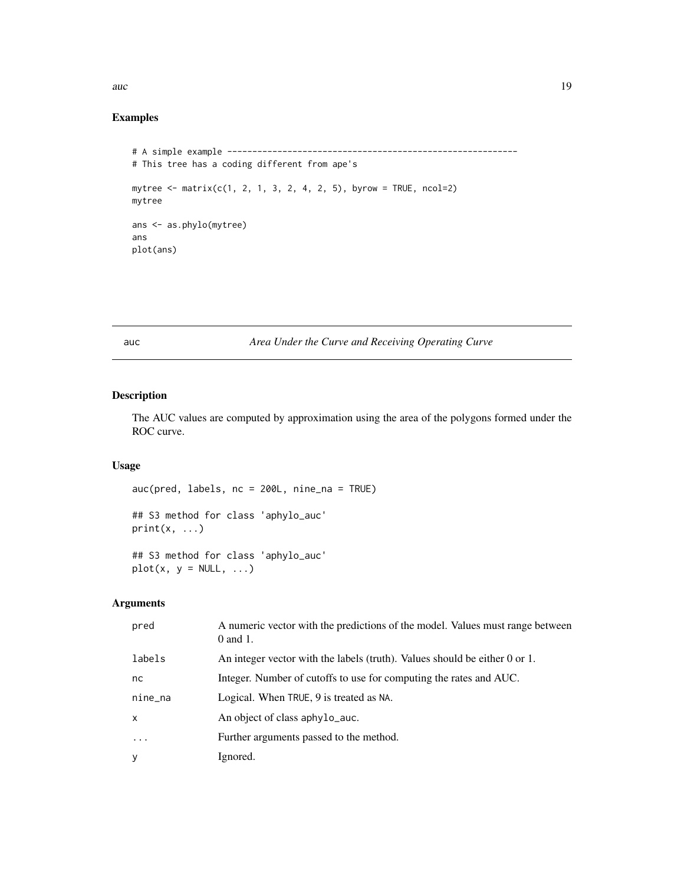## Examples

```
# A simple example ----------------------------------------------------------
# This tree has a coding different from ape's

mytree <- matrix(c(1, 2, 1, 3, 2, 4, 2, 5), byrow = TRUE, ncol=2)
mytree

ans <- as.phylo(mytree)
ans
plot(ans)
```

---

# auc — *Area Under the Curve and Receiving Operating Curve*

## Description

The AUC values are computed by approximation using the area of the polygons formed under the ROC curve.

## Usage

```
auc(pred, labels, nc = 200L, nine_na = TRUE)

## S3 method for class 'aphylo_auc'
print(x, ...)

## S3 method for class 'aphylo_auc'
plot(x, y = NULL, ...)
```

## Arguments

| | |
|---|---|
| pred | A numeric vector with the predictions of the model. Values must range between 0 and 1. |
| labels | An integer vector with the labels (truth). Values should be either 0 or 1. |
| nc | Integer. Number of cutoffs to use for computing the rates and AUC. |
| nine_na | Logical. When TRUE, 9 is treated as NA. |
| x | An object of class aphylo_auc. |
| ... | Further arguments passed to the method. |
| y | Ignored. |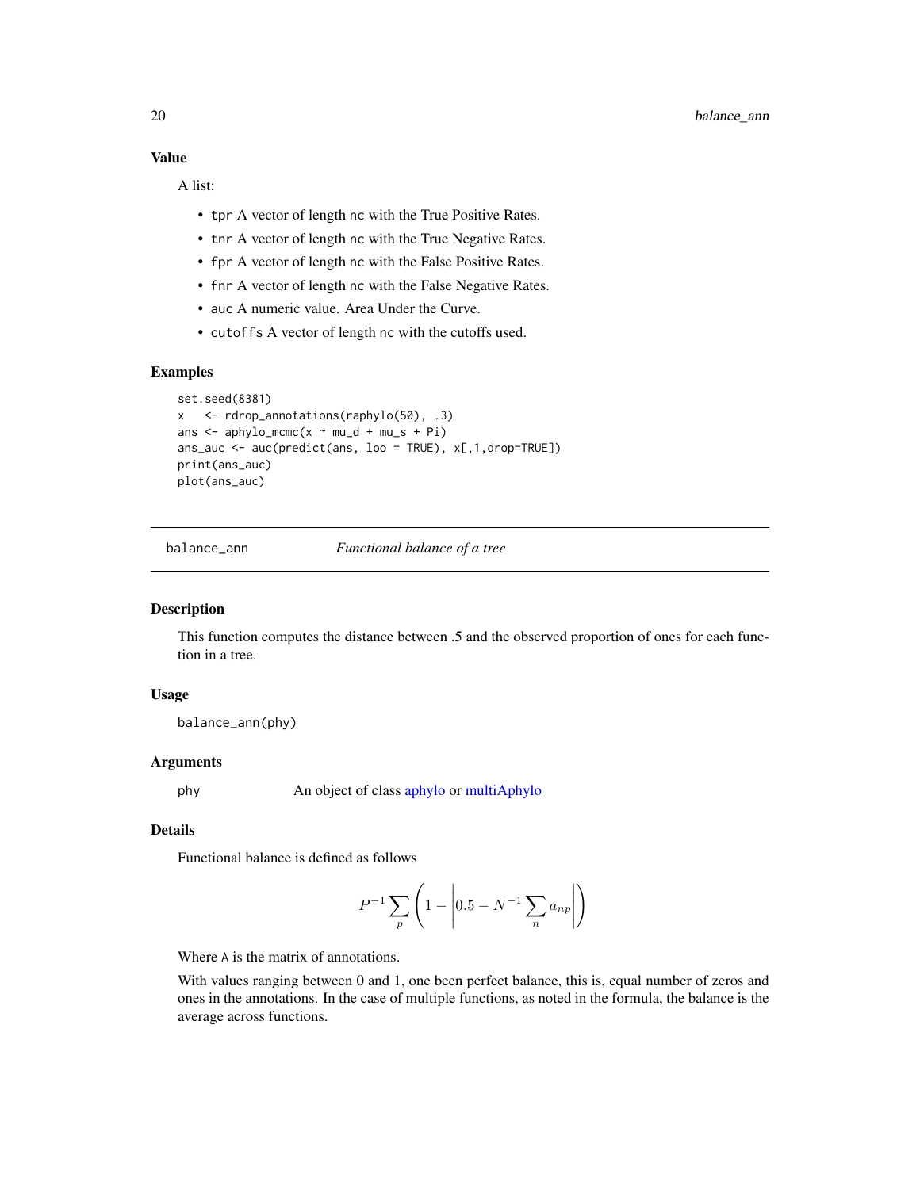### Value

A list:

- `tpr` A vector of length `nc` with the True Positive Rates.
- `tnr` A vector of length `nc` with the True Negative Rates.
- `fpr` A vector of length `nc` with the False Positive Rates.
- `fnr` A vector of length `nc` with the False Negative Rates.
- `auc` A numeric value. Area Under the Curve.
- `cutoffs` A vector of length `nc` with the cutoffs used.

### Examples

```
set.seed(8381)
x   <- rdrop_annotations(raphylo(50), .3)
ans <- aphylo_mcmc(x ~ mu_d + mu_s + Pi)
ans_auc <- auc(predict(ans, loo = TRUE), x[,1,drop=TRUE])
print(ans_auc)
plot(ans_auc)
```

---

## balance_ann &nbsp;&nbsp;&nbsp; *Functional balance of a tree*

### Description

This function computes the distance between .5 and the observed proportion of ones for each function in a tree.

### Usage

```
balance_ann(phy)
```

### Arguments

| | |
|---|---|
| `phy` | An object of class aphylo or multiAphylo |

### Details

Functional balance is defined as follows

$$P^{-1}\sum_p\left(1 - \left|0.5 - N^{-1}\sum_n a_{np}\right|\right)$$

Where `A` is the matrix of annotations.

With values ranging between 0 and 1, one been perfect balance, this is, equal number of zeros and ones in the annotations. In the case of multiple functions, as noted in the formula, the balance is the average across functions.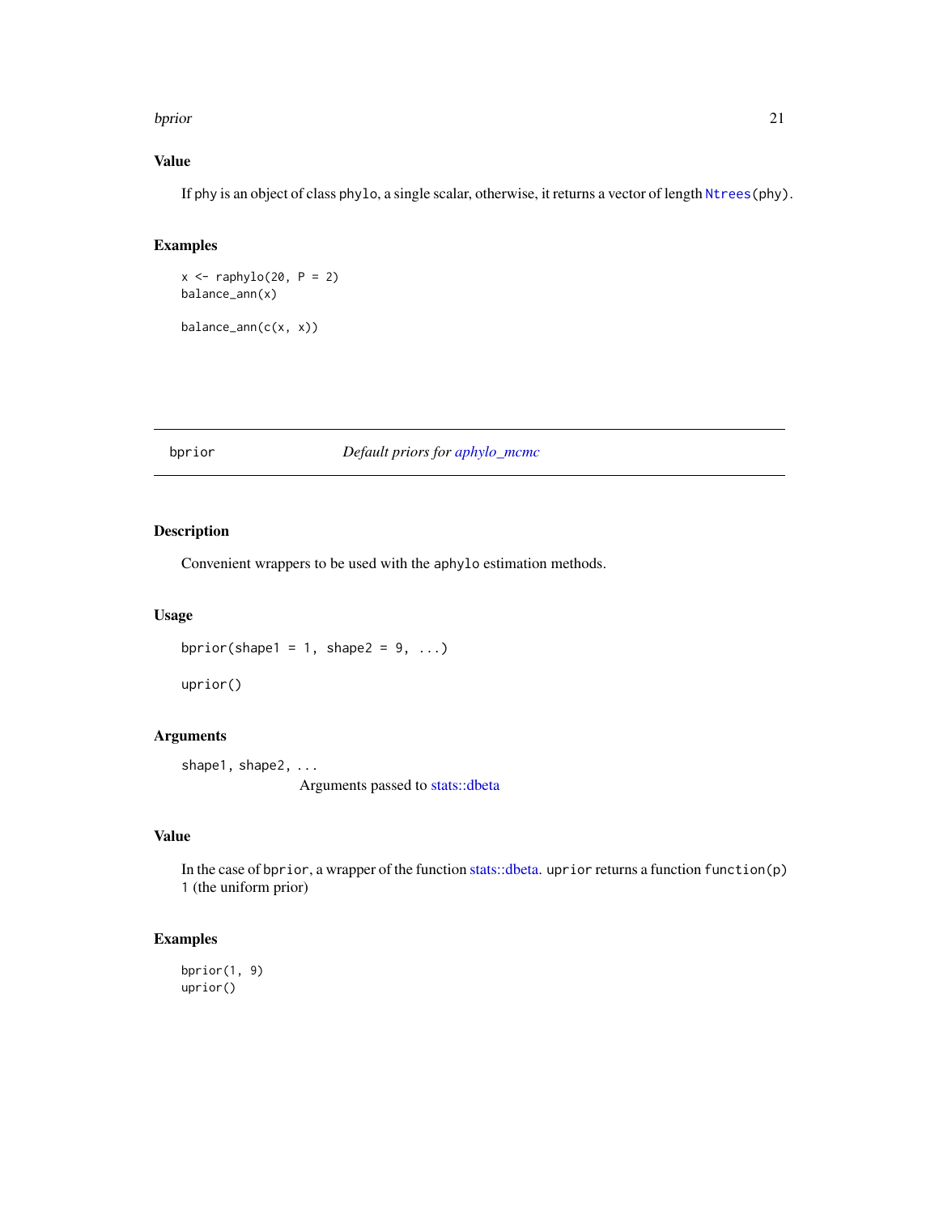### Value

If phy is an object of class phylo, a single scalar, otherwise, it returns a vector of length Ntrees(phy).

### Examples

```
x <- raphylo(20, P = 2)
balance_ann(x)

balance_ann(c(x, x))
```

---

## bprior — *Default priors for aphylo_mcmc*

### Description

Convenient wrappers to be used with the aphylo estimation methods.

### Usage

```
bprior(shape1 = 1, shape2 = 9, ...)

uprior()
```

### Arguments

shape1, shape2, ...
: Arguments passed to stats::dbeta

### Value

In the case of bprior, a wrapper of the function stats::dbeta. uprior returns a function function(p) 1 (the uniform prior)

### Examples

```
bprior(1, 9)
uprior()
```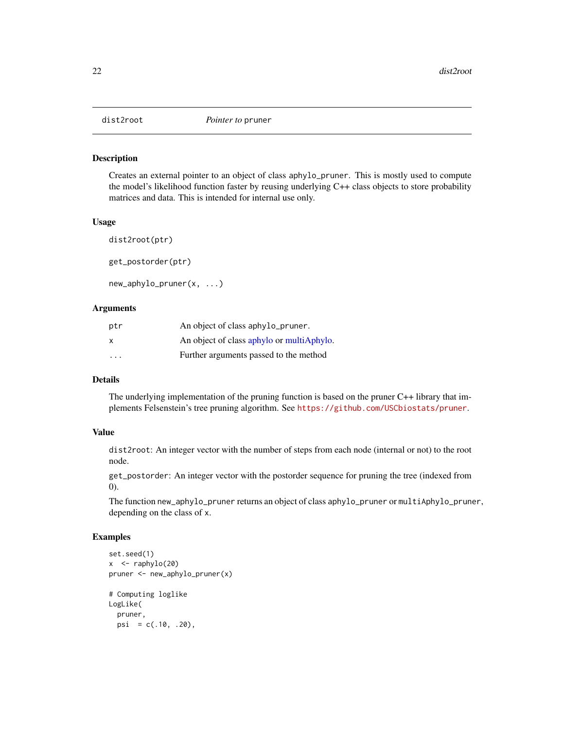| dist2root | *Pointer to* pruner |
|---|---|

### Description

Creates an external pointer to an object of class aphylo_pruner. This is mostly used to compute the model's likelihood function faster by reusing underlying C++ class objects to store probability matrices and data. This is intended for internal use only.

### Usage

```
dist2root(ptr)

get_postorder(ptr)

new_aphylo_pruner(x, ...)
```

### Arguments

| | |
|---|---|
| ptr | An object of class aphylo_pruner. |
| x | An object of class aphylo or multiAphylo. |
| ... | Further arguments passed to the method |

### Details

The underlying implementation of the pruning function is based on the pruner C++ library that implements Felsenstein's tree pruning algorithm. See https://github.com/USCbiostats/pruner.

### Value

dist2root: An integer vector with the number of steps from each node (internal or not) to the root node.

get_postorder: An integer vector with the postorder sequence for pruning the tree (indexed from 0).

The function new_aphylo_pruner returns an object of class aphylo_pruner or multiAphylo_pruner, depending on the class of x.

### Examples

```
set.seed(1)
x  <- raphylo(20)
pruner <- new_aphylo_pruner(x)

# Computing loglike
LogLike(
  pruner,
  psi  = c(.10, .20),
```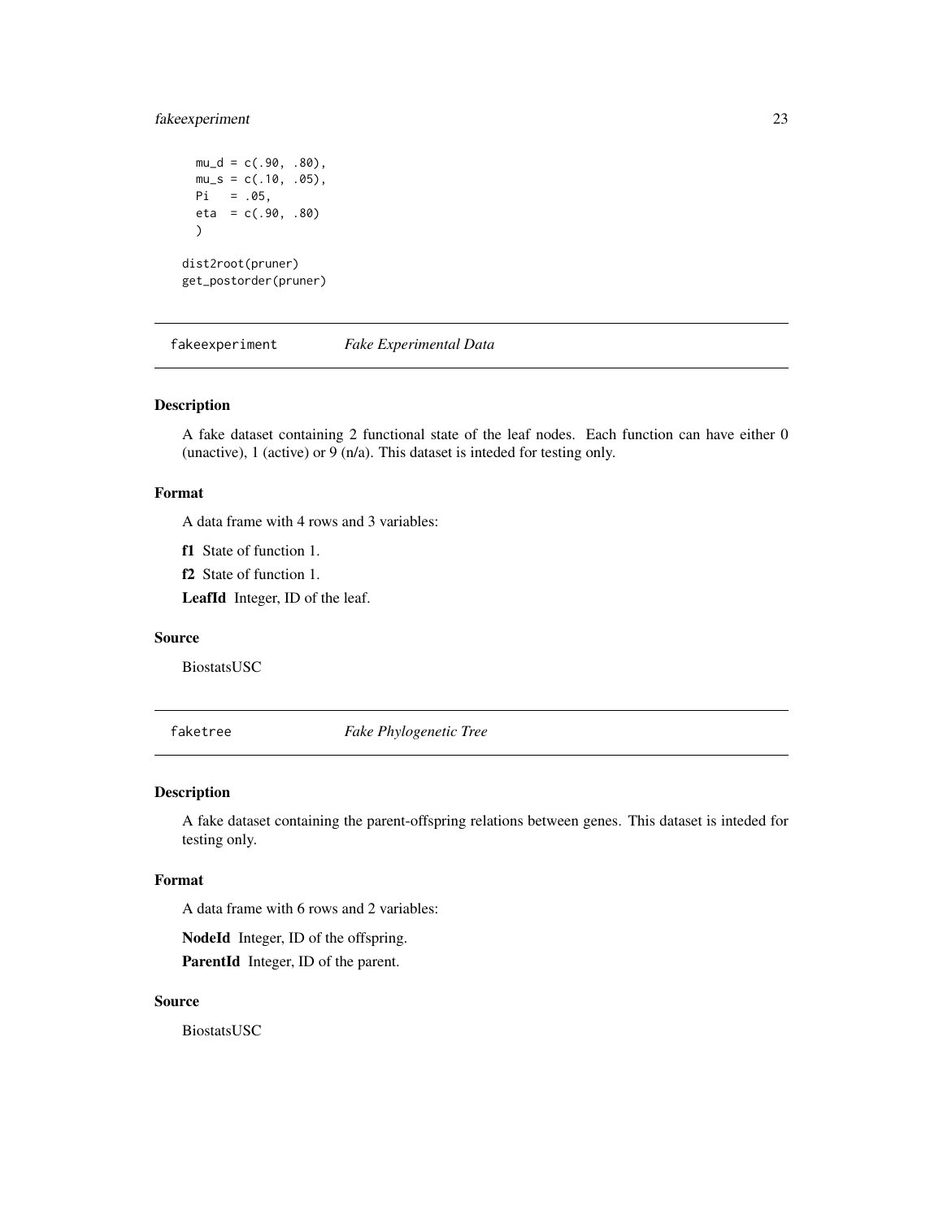```
  mu_d = c(.90, .80),
  mu_s = c(.10, .05),
  Pi   = .05,
  eta  = c(.90, .80)
  )

dist2root(pruner)
get_postorder(pruner)
```

## fakeexperiment — *Fake Experimental Data*

### Description

A fake dataset containing 2 functional state of the leaf nodes. Each function can have either 0 (unactive), 1 (active) or 9 (n/a). This dataset is inteded for testing only.

### Format

A data frame with 4 rows and 3 variables:

**f1** State of function 1.

**f2** State of function 1.

**LeafId** Integer, ID of the leaf.

### Source

BiostatsUSC

## faketree — *Fake Phylogenetic Tree*

### Description

A fake dataset containing the parent-offspring relations between genes. This dataset is inteded for testing only.

### Format

A data frame with 6 rows and 2 variables:

**NodeId** Integer, ID of the offspring.

**ParentId** Integer, ID of the parent.

### Source

BiostatsUSC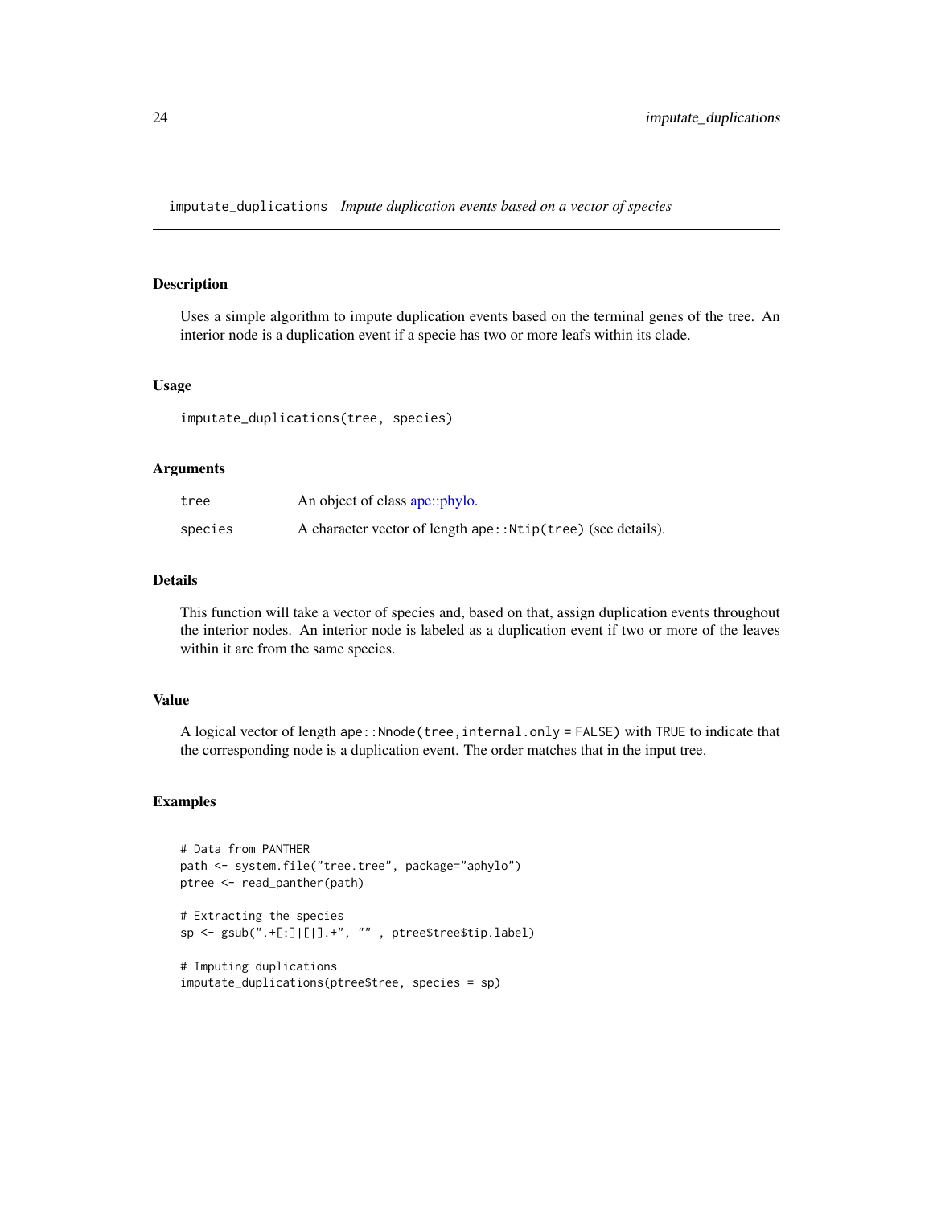## imputate_duplications *Impute duplication events based on a vector of species*

### Description

Uses a simple algorithm to impute duplication events based on the terminal genes of the tree. An interior node is a duplication event if a specie has two or more leafs within its clade.

### Usage

```
imputate_duplications(tree, species)
```

### Arguments

| | |
|---|---|
| `tree` | An object of class ape::phylo. |
| `species` | A character vector of length `ape::Ntip(tree)` (see details). |

### Details

This function will take a vector of species and, based on that, assign duplication events throughout the interior nodes. An interior node is labeled as a duplication event if two or more of the leaves within it are from the same species.

### Value

A logical vector of length `ape::Nnode(tree,internal.only = FALSE)` with `TRUE` to indicate that the corresponding node is a duplication event. The order matches that in the input tree.

### Examples

```
# Data from PANTHER
path <- system.file("tree.tree", package="aphylo")
ptree <- read_panther(path)

# Extracting the species
sp <- gsub(".+[:]|[|].+", "" , ptree$tree$tip.label)

# Imputing duplications
imputate_duplications(ptree$tree, species = sp)
```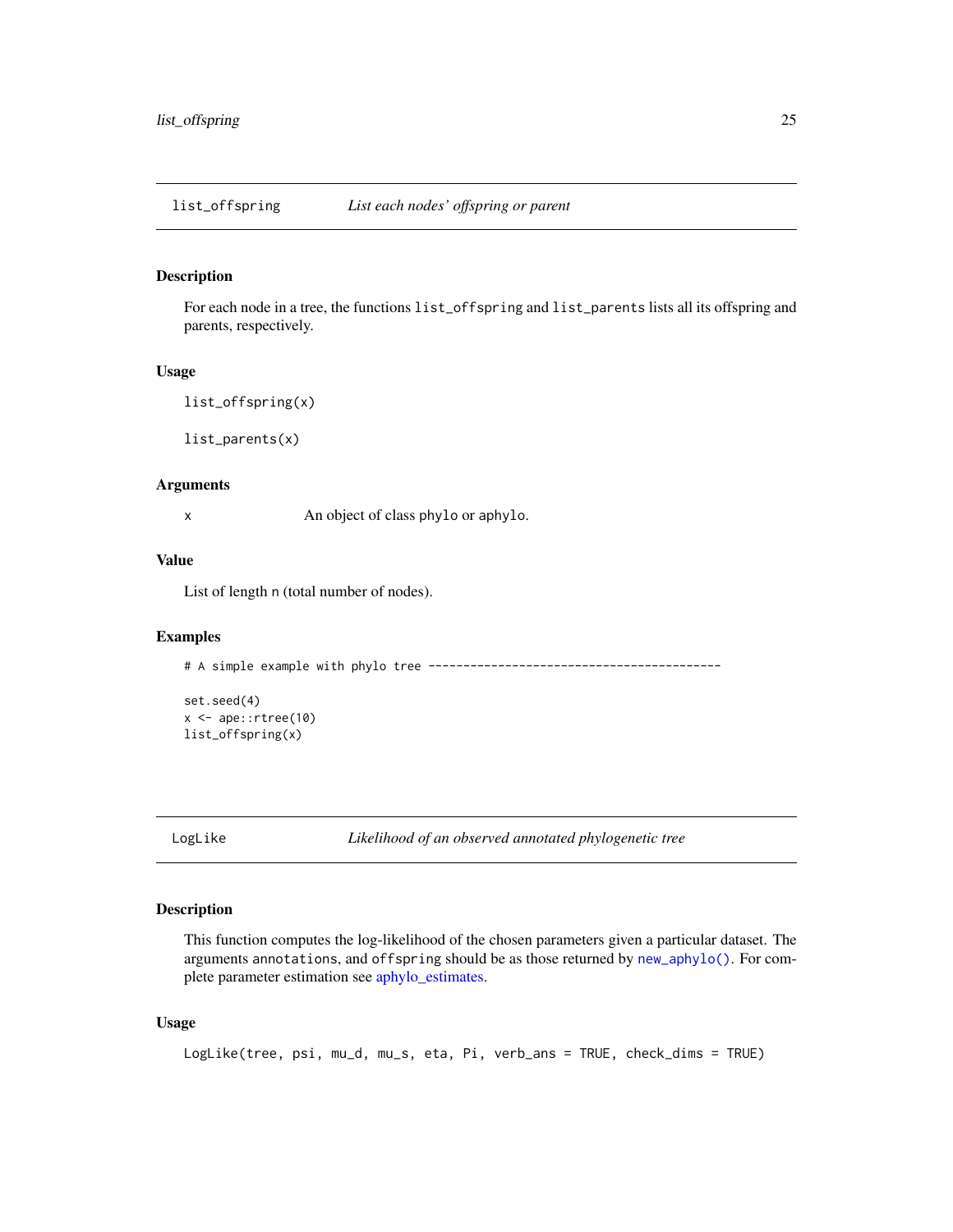## list_offspring    *List each nodes' offspring or parent*

### Description

For each node in a tree, the functions `list_offspring` and `list_parents` lists all its offspring and parents, respectively.

### Usage

```
list_offspring(x)

list_parents(x)
```

### Arguments

| | |
|---|---|
| x | An object of class `phylo` or `aphylo`. |

### Value

List of length `n` (total number of nodes).

### Examples

```
# A simple example with phylo tree ------------------------------------------

set.seed(4)
x <- ape::rtree(10)
list_offspring(x)
```

## LogLike    *Likelihood of an observed annotated phylogenetic tree*

### Description

This function computes the log-likelihood of the chosen parameters given a particular dataset. The arguments `annotations`, and `offspring` should be as those returned by `new_aphylo()`. For complete parameter estimation see aphylo_estimates.

### Usage

```
LogLike(tree, psi, mu_d, mu_s, eta, Pi, verb_ans = TRUE, check_dims = TRUE)
```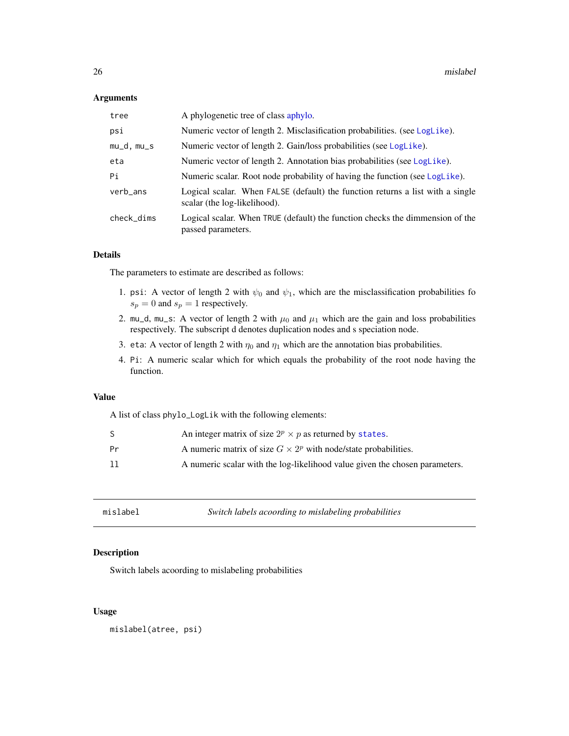### Arguments

| | |
|---|---|
| tree | A phylogenetic tree of class aphylo. |
| psi | Numeric vector of length 2. Misclasification probabilities. (see LogLike). |
| mu_d, mu_s | Numeric vector of length 2. Gain/loss probabilities (see LogLike). |
| eta | Numeric vector of length 2. Annotation bias probabilities (see LogLike). |
| Pi | Numeric scalar. Root node probability of having the function (see LogLike). |
| verb_ans | Logical scalar. When FALSE (default) the function returns a list with a single scalar (the log-likelihood). |
| check_dims | Logical scalar. When TRUE (default) the function checks the dimmension of the passed parameters. |

### Details

The parameters to estimate are described as follows:

1. psi: A vector of length 2 with $\psi_0$ and $\psi_1$, which are the misclassification probabilities fo $s_p = 0$ and $s_p = 1$ respectively.
2. mu_d, mu_s: A vector of length 2 with $\mu_0$ and $\mu_1$ which are the gain and loss probabilities respectively. The subscript d denotes duplication nodes and s speciation node.
3. eta: A vector of length 2 with $\eta_0$ and $\eta_1$ which are the annotation bias probabilities.
4. Pi: A numeric scalar which for which equals the probability of the root node having the function.

### Value

A list of class phylo_LogLik with the following elements:

| | |
|---|---|
| S | An integer matrix of size $2^p \times p$ as returned by states. |
| Pr | A numeric matrix of size $G \times 2^p$ with node/state probabilities. |
| ll | A numeric scalar with the log-likelihood value given the chosen parameters. |

---

## mislabel — *Switch labels according to mislabeling probabilities*

### Description

Switch labels acoording to mislabeling probabilities

### Usage

```
mislabel(atree, psi)
```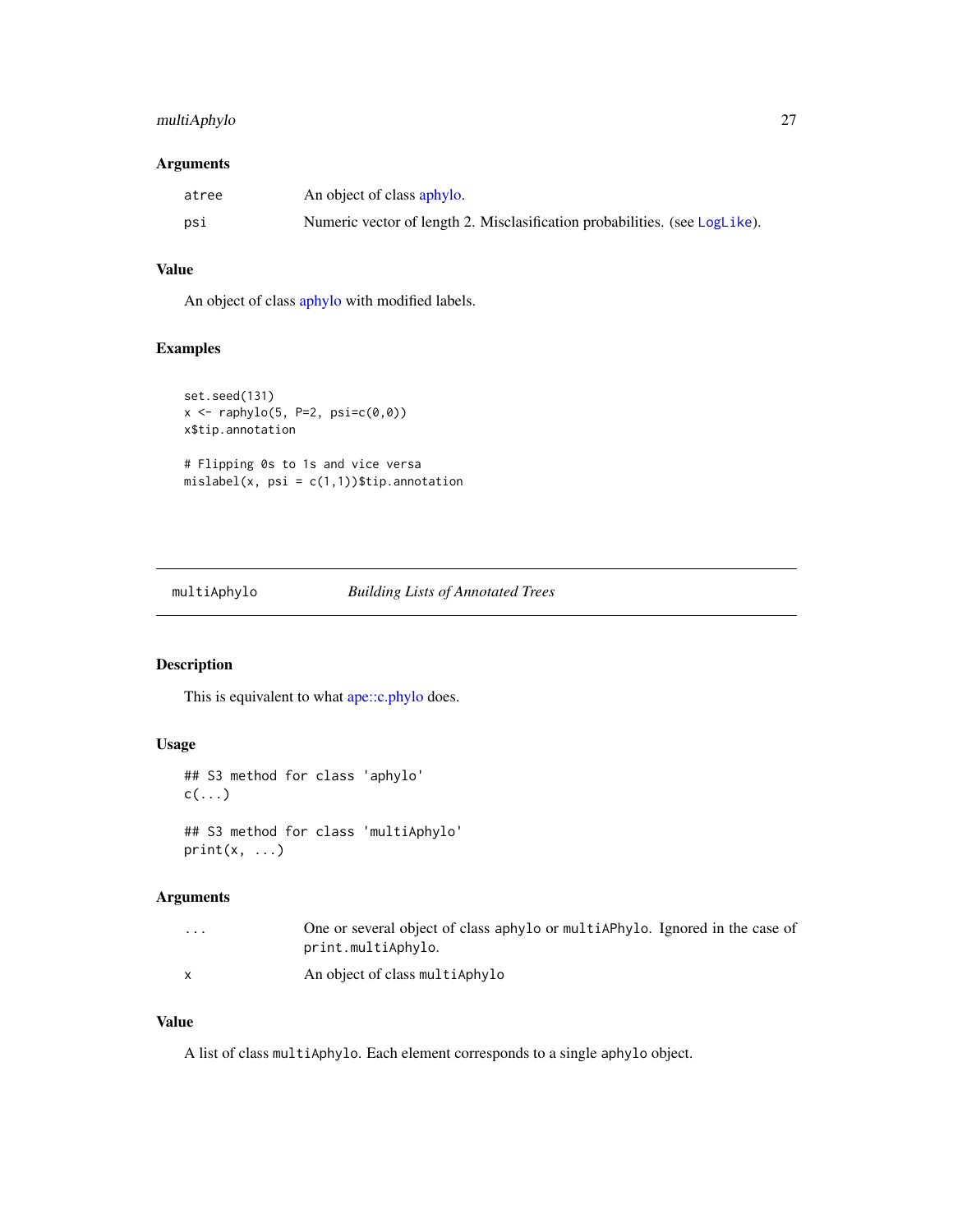## Arguments

| | |
|---|---|
| atree | An object of class aphylo. |
| psi | Numeric vector of length 2. Misclassification probabilities. (see `LogLike`). |

## Value

An object of class aphylo with modified labels.

## Examples

```
set.seed(131)
x <- raphylo(5, P=2, psi=c(0,0))
x$tip.annotation

# Flipping 0s to 1s and vice versa
mislabel(x, psi = c(1,1))$tip.annotation
```

---

# multiAphylo — *Building Lists of Annotated Trees*

---

## Description

This is equivalent to what ape::c.phylo does.

## Usage

```
## S3 method for class 'aphylo'
c(...)

## S3 method for class 'multiAphylo'
print(x, ...)
```

## Arguments

| | |
|---|---|
| ... | One or several object of class `aphylo` or `multiAPhylo`. Ignored in the case of `print.multiAphylo`. |
| x | An object of class `multiAphylo` |

## Value

A list of class `multiAphylo`. Each element corresponds to a single `aphylo` object.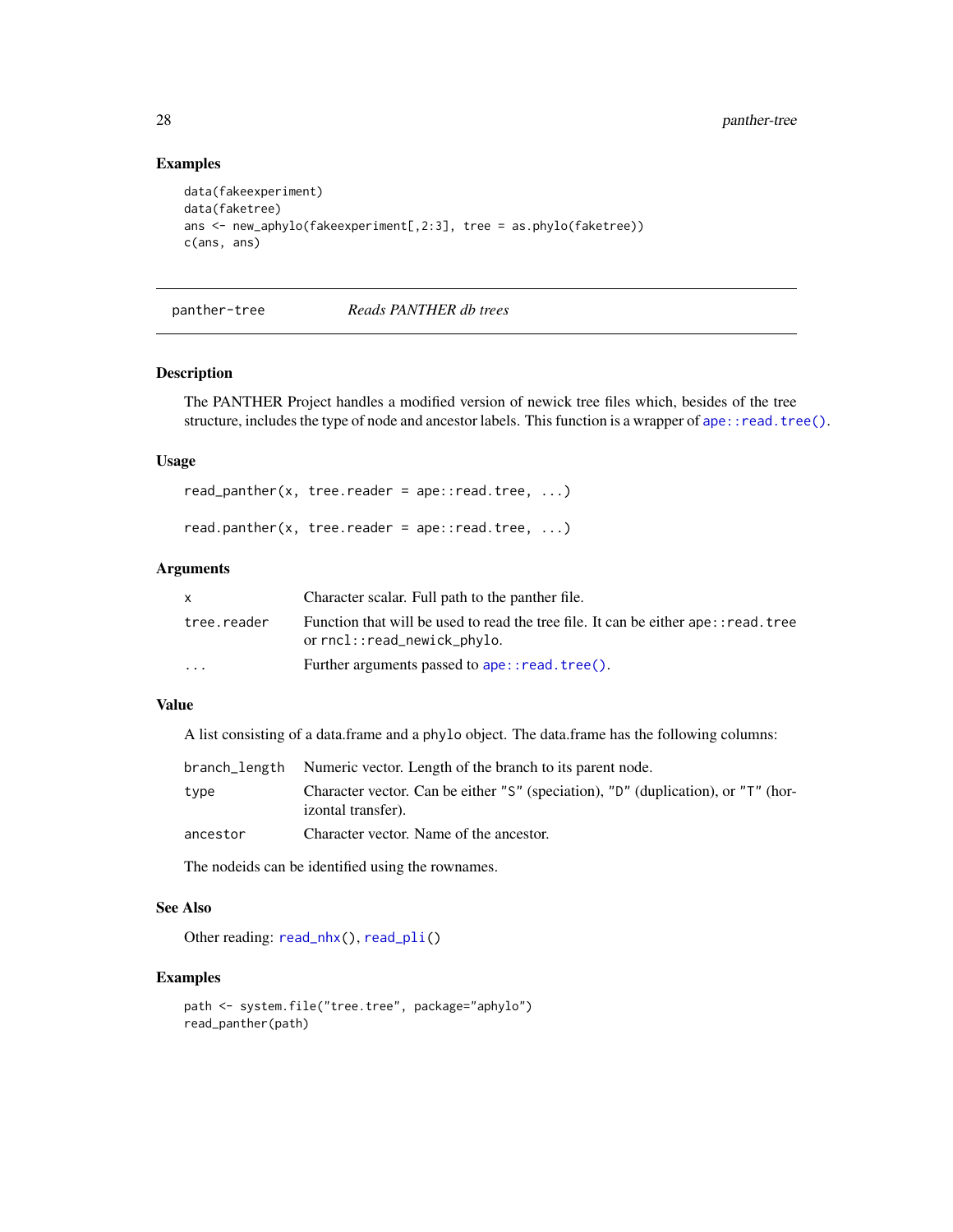### Examples

```
data(fakeexperiment)
data(faketree)
ans <- new_aphylo(fakeexperiment[,2:3], tree = as.phylo(faketree))
c(ans, ans)
```

---

## panther-tree    *Reads PANTHER db trees*

---

### Description

The PANTHER Project handles a modified version of newick tree files which, besides of the tree structure, includes the type of node and ancestor labels. This function is a wrapper of `ape::read.tree()`.

### Usage

```
read_panther(x, tree.reader = ape::read.tree, ...)

read.panther(x, tree.reader = ape::read.tree, ...)
```

### Arguments

| | |
|---|---|
| `x` | Character scalar. Full path to the panther file. |
| `tree.reader` | Function that will be used to read the tree file. It can be either `ape::read.tree` or `rncl::read_newick_phylo`. |
| `...` | Further arguments passed to `ape::read.tree()`. |

### Value

A list consisting of a data.frame and a `phylo` object. The data.frame has the following columns:

| | |
|---|---|
| `branch_length` | Numeric vector. Length of the branch to its parent node. |
| `type` | Character vector. Can be either `"S"` (speciation), `"D"` (duplication), or `"T"` (horizontal transfer). |
| `ancestor` | Character vector. Name of the ancestor. |

The nodeids can be identified using the rownames.

### See Also

Other reading: `read_nhx()`, `read_pli()`

### Examples

```
path <- system.file("tree.tree", package="aphylo")
read_panther(path)
```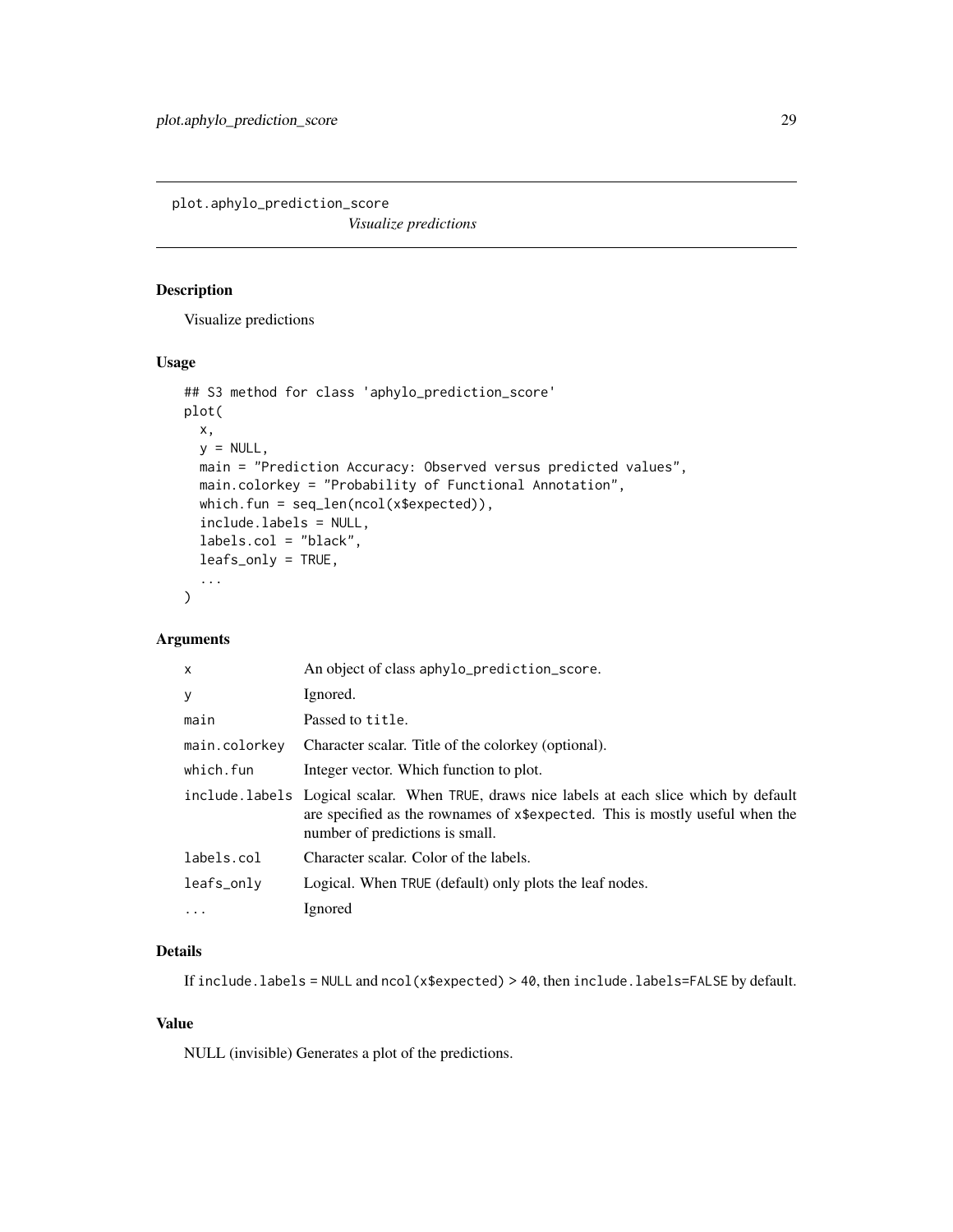`plot.aphylo_prediction_score` *Visualize predictions*

## Description

Visualize predictions

## Usage

```
## S3 method for class 'aphylo_prediction_score'
plot(
  x,
  y = NULL,
  main = "Prediction Accuracy: Observed versus predicted values",
  main.colorkey = "Probability of Functional Annotation",
  which.fun = seq_len(ncol(x$expected)),
  include.labels = NULL,
  labels.col = "black",
  leafs_only = TRUE,
  ...
)
```

## Arguments

| | |
|---|---|
| `x` | An object of class `aphylo_prediction_score`. |
| `y` | Ignored. |
| `main` | Passed to `title`. |
| `main.colorkey` | Character scalar. Title of the colorkey (optional). |
| `which.fun` | Integer vector. Which function to plot. |
| `include.labels` | Logical scalar. When `TRUE`, draws nice labels at each slice which by default are specified as the rownames of `x$expected`. This is mostly useful when the number of predictions is small. |
| `labels.col` | Character scalar. Color of the labels. |
| `leafs_only` | Logical. When `TRUE` (default) only plots the leaf nodes. |
| `...` | Ignored |

## Details

If `include.labels = NULL` and `ncol(x$expected) > 40`, then `include.labels=FALSE` by default.

## Value

NULL (invisible) Generates a plot of the predictions.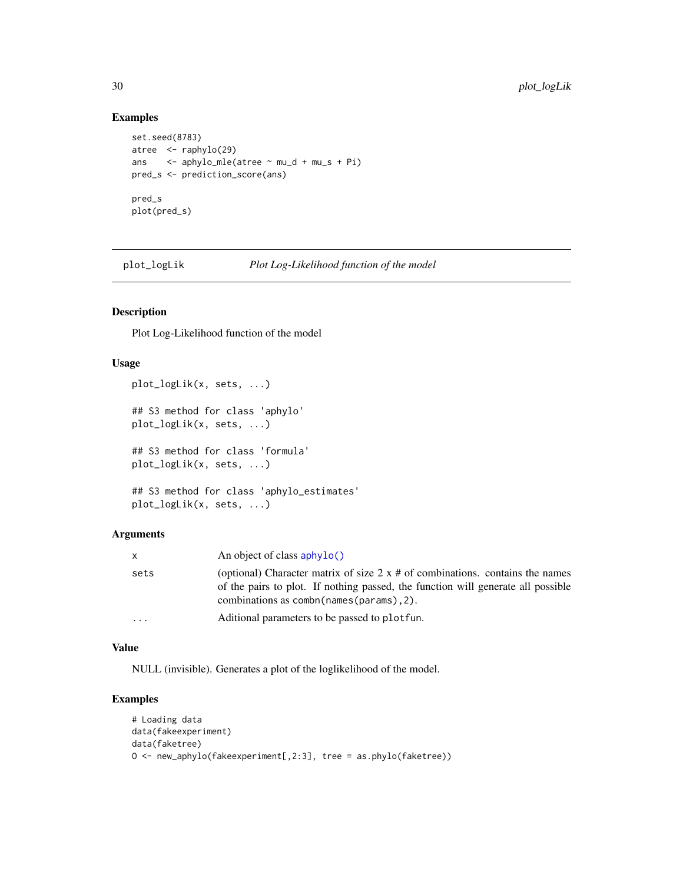## Examples

```
set.seed(8783)
atree  <- raphylo(29)
ans    <- aphylo_mle(atree ~ mu_d + mu_s + Pi)
pred_s <- prediction_score(ans)

pred_s
plot(pred_s)
```

---

# plot_logLik    *Plot Log-Likelihood function of the model*

---

## Description

Plot Log-Likelihood function of the model

## Usage

```
plot_logLik(x, sets, ...)

## S3 method for class 'aphylo'
plot_logLik(x, sets, ...)

## S3 method for class 'formula'
plot_logLik(x, sets, ...)

## S3 method for class 'aphylo_estimates'
plot_logLik(x, sets, ...)
```

## Arguments

| | |
|---|---|
| x | An object of class aphylo() |
| sets | (optional) Character matrix of size 2 x # of combinations. contains the names of the pairs to plot. If nothing passed, the function will generate all possible combinations as combn(names(params),2). |
| ... | Aditional parameters to be passed to plotfun. |

## Value

NULL (invisible). Generates a plot of the loglikelihood of the model.

## Examples

```
# Loading data
data(fakeexperiment)
data(faketree)
O <- new_aphylo(fakeexperiment[,2:3], tree = as.phylo(faketree))
```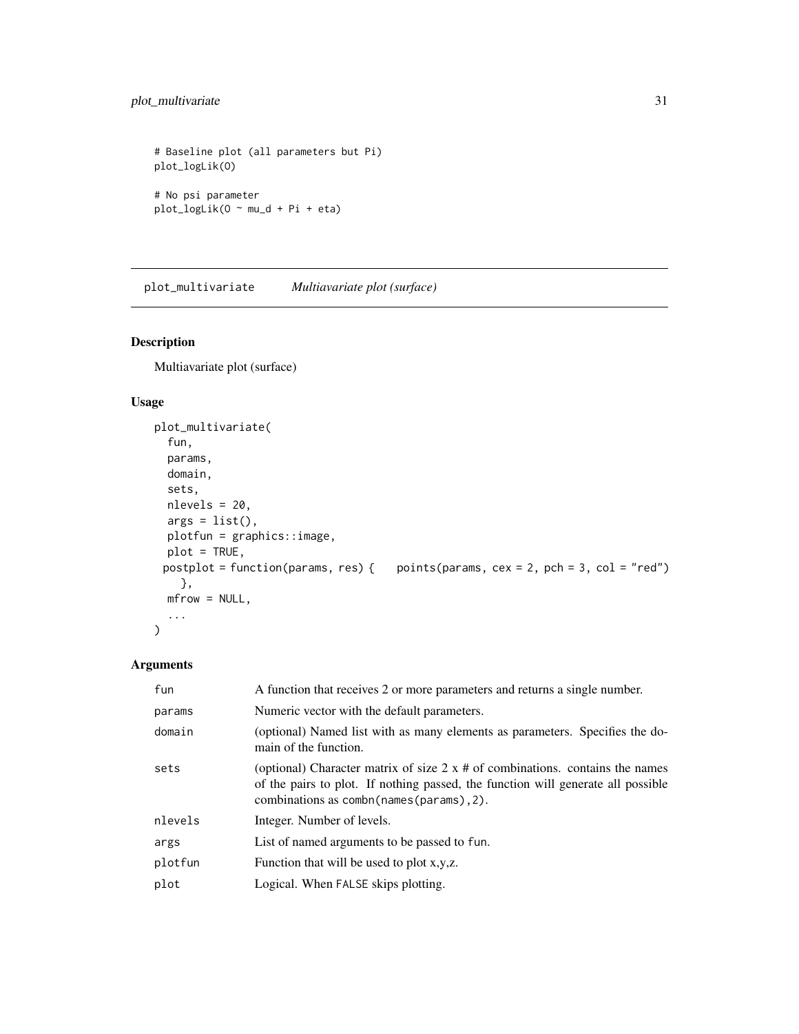```
# Baseline plot (all parameters but Pi)
plot_logLik(O)

# No psi parameter
plot_logLik(O ~ mu_d + Pi + eta)
```

---

## plot_multivariate — *Multiavariate plot (surface)*

### Description

Multiavariate plot (surface)

### Usage

```
plot_multivariate(
  fun,
  params,
  domain,
  sets,
  nlevels = 20,
  args = list(),
  plotfun = graphics::image,
  plot = TRUE,
 postplot = function(params, res) {    points(params, cex = 2, pch = 3, col = "red")
    },
  mfrow = NULL,
  ...
)
```

### Arguments

| Argument | Description |
|---|---|
| fun | A function that receives 2 or more parameters and returns a single number. |
| params | Numeric vector with the default parameters. |
| domain | (optional) Named list with as many elements as parameters. Specifies the domain of the function. |
| sets | (optional) Character matrix of size 2 x # of combinations. contains the names of the pairs to plot. If nothing passed, the function will generate all possible combinations as `combn(names(params),2)`. |
| nlevels | Integer. Number of levels. |
| args | List of named arguments to be passed to `fun`. |
| plotfun | Function that will be used to plot x,y,z. |
| plot | Logical. When `FALSE` skips plotting. |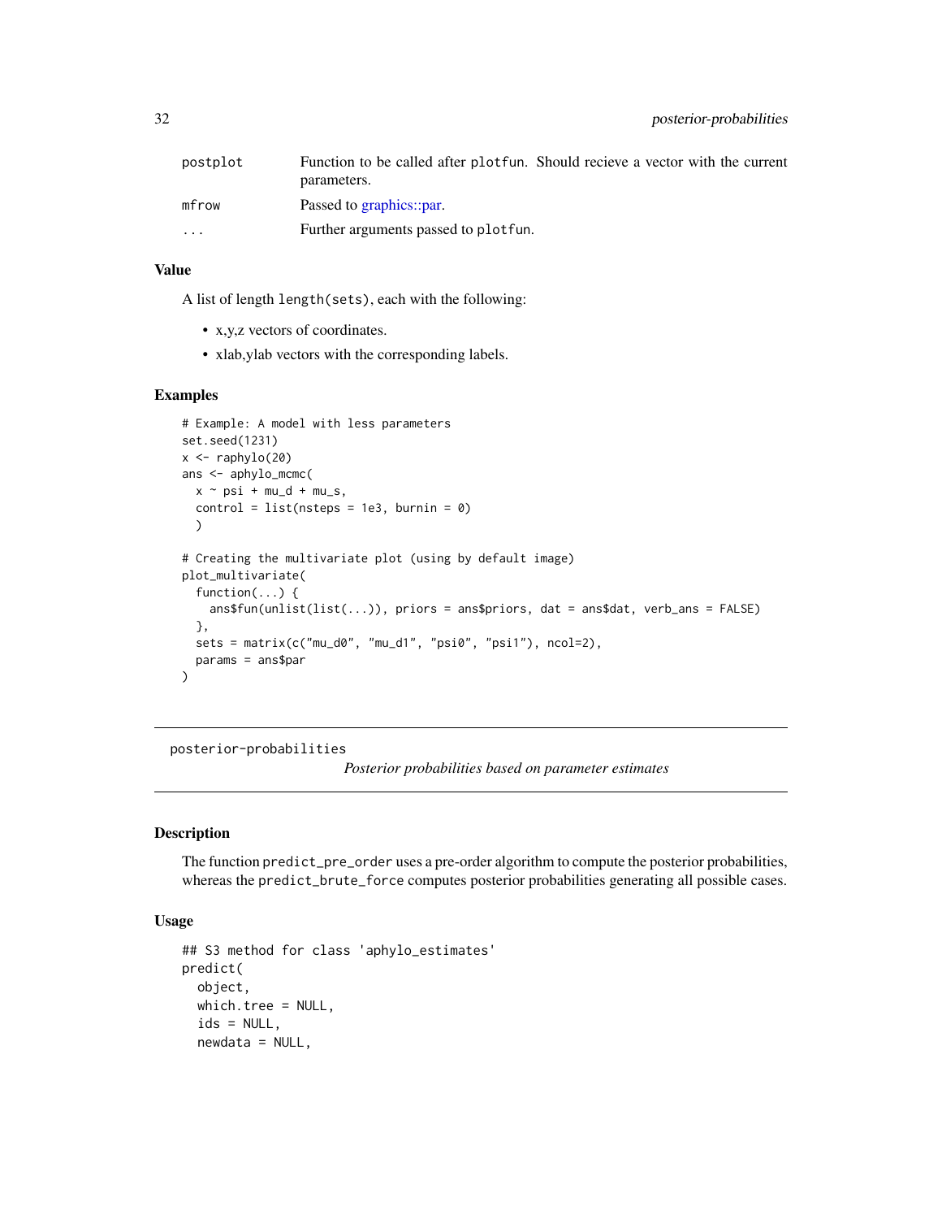| | |
|---|---|
| postplot | Function to be called after plotfun. Should recieve a vector with the current parameters. |
| mfrow | Passed to graphics::par. |
| ... | Further arguments passed to plotfun. |

### Value

A list of length length(sets), each with the following:

- x,y,z vectors of coordinates.
- xlab,ylab vectors with the corresponding labels.

### Examples

```
# Example: A model with less parameters
set.seed(1231)
x <- raphylo(20)
ans <- aphylo_mcmc(
  x ~ psi + mu_d + mu_s,
  control = list(nsteps = 1e3, burnin = 0)
  )

# Creating the multivariate plot (using by default image)
plot_multivariate(
  function(...) {
    ans$fun(unlist(list(...)), priors = ans$priors, dat = ans$dat, verb_ans = FALSE)
  },
  sets = matrix(c("mu_d0", "mu_d1", "psi0", "psi1"), ncol=2),
  params = ans$par
)
```

---

## posterior-probabilities *Posterior probabilities based on parameter estimates*

### Description

The function predict_pre_order uses a pre-order algorithm to compute the posterior probabilities, whereas the predict_brute_force computes posterior probabilities generating all possible cases.

### Usage

```
## S3 method for class 'aphylo_estimates'
predict(
  object,
  which.tree = NULL,
  ids = NULL,
  newdata = NULL,
```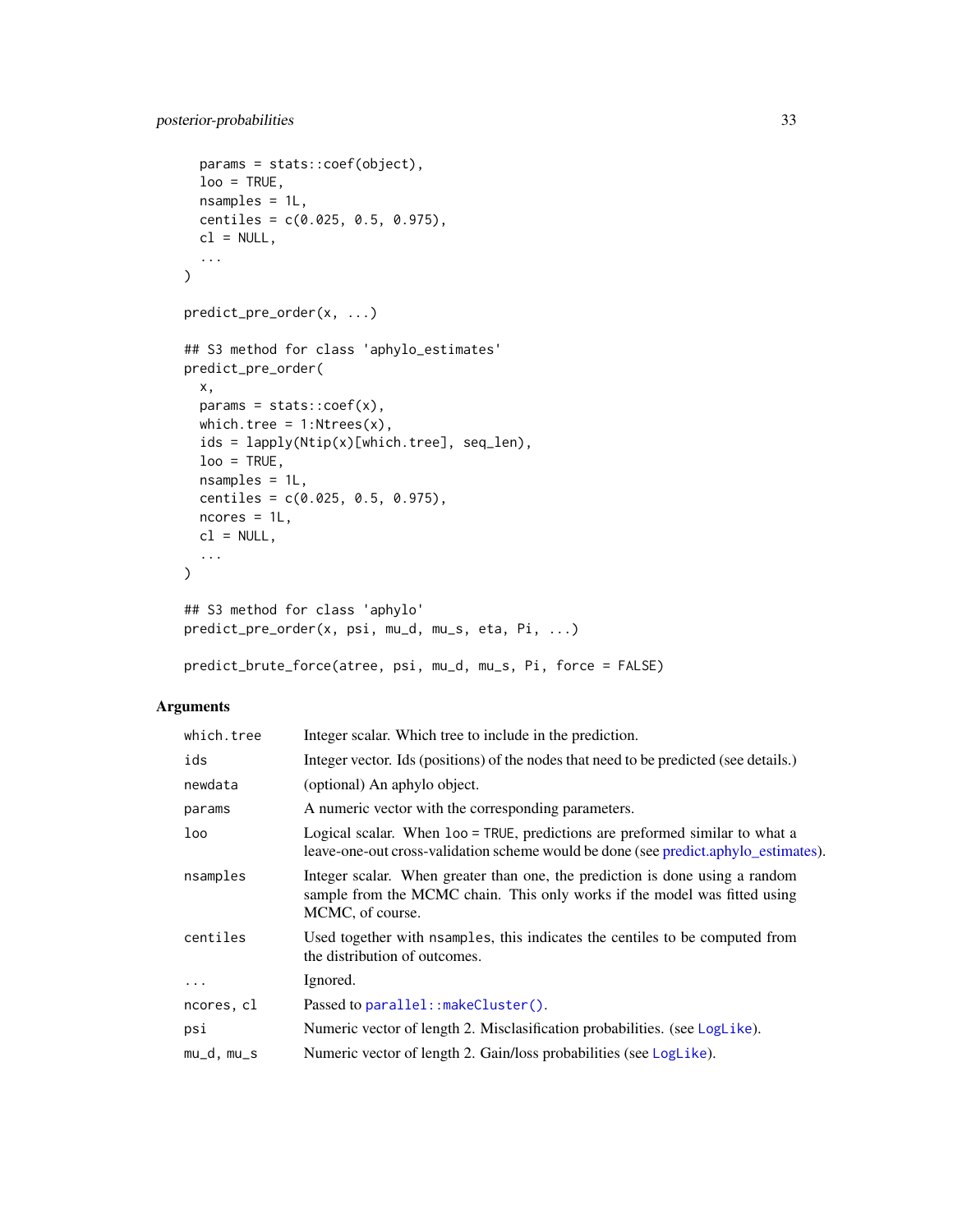```
  params = stats::coef(object),
  loo = TRUE,
  nsamples = 1L,
  centiles = c(0.025, 0.5, 0.975),
  cl = NULL,
  ...
)

predict_pre_order(x, ...)

## S3 method for class 'aphylo_estimates'
predict_pre_order(
  x,
  params = stats::coef(x),
  which.tree = 1:Ntrees(x),
  ids = lapply(Ntip(x)[which.tree], seq_len),
  loo = TRUE,
  nsamples = 1L,
  centiles = c(0.025, 0.5, 0.975),
  ncores = 1L,
  cl = NULL,
  ...
)

## S3 method for class 'aphylo'
predict_pre_order(x, psi, mu_d, mu_s, eta, Pi, ...)

predict_brute_force(atree, psi, mu_d, mu_s, Pi, force = FALSE)
```

### Arguments

| | |
|---|---|
| `which.tree` | Integer scalar. Which tree to include in the prediction. |
| `ids` | Integer vector. Ids (positions) of the nodes that need to be predicted (see details.) |
| `newdata` | (optional) An aphylo object. |
| `params` | A numeric vector with the corresponding parameters. |
| `loo` | Logical scalar. When `loo = TRUE`, predictions are preformed similar to what a leave-one-out cross-validation scheme would be done (see predict.aphylo_estimates). |
| `nsamples` | Integer scalar. When greater than one, the prediction is done using a random sample from the MCMC chain. This only works if the model was fitted using MCMC, of course. |
| `centiles` | Used together with `nsamples`, this indicates the centiles to be computed from the distribution of outcomes. |
| `...` | Ignored. |
| `ncores, cl` | Passed to `parallel::makeCluster()`. |
| `psi` | Numeric vector of length 2. Misclasification probabilities. (see `LogLike`). |
| `mu_d, mu_s` | Numeric vector of length 2. Gain/loss probabilities (see `LogLike`). |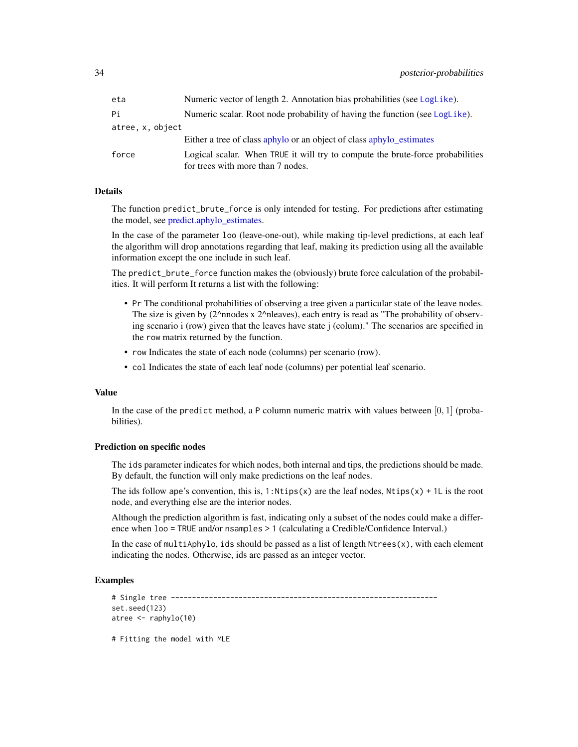| | |
|---|---|
| eta | Numeric vector of length 2. Annotation bias probabilities (see LogLike). |
| Pi | Numeric scalar. Root node probability of having the function (see LogLike). |
| atree, x, object | Either a tree of class aphylo or an object of class aphylo_estimates |
| force | Logical scalar. When TRUE it will try to compute the brute-force probabilities for trees with more than 7 nodes. |

### Details

The function `predict_brute_force` is only intended for testing. For predictions after estimating the model, see predict.aphylo_estimates.

In the case of the parameter `loo` (leave-one-out), while making tip-level predictions, at each leaf the algorithm will drop annotations regarding that leaf, making its prediction using all the available information except the one include in such leaf.

The `predict_brute_force` function makes the (obviously) brute force calculation of the probabilities. It will perform It returns a list with the following:

- `Pr` The conditional probabilities of observing a tree given a particular state of the leave nodes. The size is given by (2^nnodes x 2^nleaves), each entry is read as "The probability of observing scenario i (row) given that the leaves have state j (colum)." The scenarios are specified in the `row` matrix returned by the function.
- `row` Indicates the state of each node (columns) per scenario (row).
- `col` Indicates the state of each leaf node (columns) per potential leaf scenario.

### Value

In the case of the `predict` method, a `P` column numeric matrix with values between $[0, 1]$ (probabilities).

### Prediction on specific nodes

The `ids` parameter indicates for which nodes, both internal and tips, the predictions should be made. By default, the function will only make predictions on the leaf nodes.

The ids follow ape's convention, this is, `1:Ntips(x)` are the leaf nodes, `Ntips(x) + 1L` is the root node, and everything else are the interior nodes.

Although the prediction algorithm is fast, indicating only a subset of the nodes could make a difference when `loo = TRUE` and/or `nsamples > 1` (calculating a Credible/Confidence Interval.)

In the case of `multiAphylo`, `ids` should be passed as a list of length `Ntrees(x)`, with each element indicating the nodes. Otherwise, ids are passed as an integer vector.

### Examples

```
# Single tree ----------------------------------------------------------------
set.seed(123)
atree <- raphylo(10)

# Fitting the model with MLE
```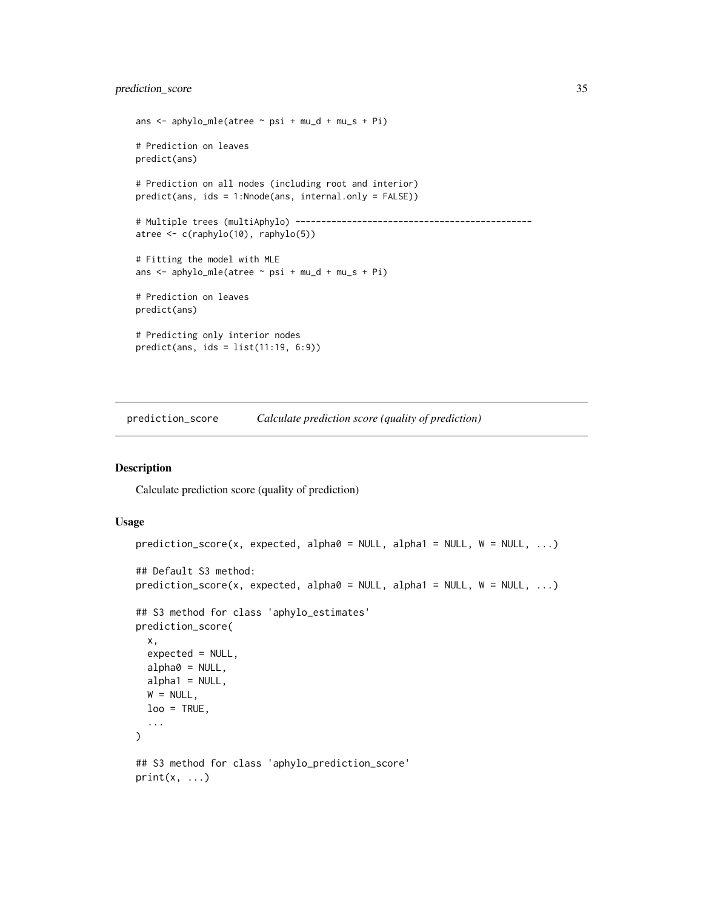```
ans <- aphylo_mle(atree ~ psi + mu_d + mu_s + Pi)

# Prediction on leaves
predict(ans)

# Prediction on all nodes (including root and interior)
predict(ans, ids = 1:Nnode(ans, internal.only = FALSE))

# Multiple trees (multiAphylo) ---------------------------------------------
atree <- c(raphylo(10), raphylo(5))

# Fitting the model with MLE
ans <- aphylo_mle(atree ~ psi + mu_d + mu_s + Pi)

# Prediction on leaves
predict(ans)

# Predicting only interior nodes
predict(ans, ids = list(11:19, 6:9))
```

## prediction_score — *Calculate prediction score (quality of prediction)*

### Description

Calculate prediction score (quality of prediction)

### Usage

```
prediction_score(x, expected, alpha0 = NULL, alpha1 = NULL, W = NULL, ...)

## Default S3 method:
prediction_score(x, expected, alpha0 = NULL, alpha1 = NULL, W = NULL, ...)

## S3 method for class 'aphylo_estimates'
prediction_score(
  x,
  expected = NULL,
  alpha0 = NULL,
  alpha1 = NULL,
  W = NULL,
  loo = TRUE,
  ...
)

## S3 method for class 'aphylo_prediction_score'
print(x, ...)
```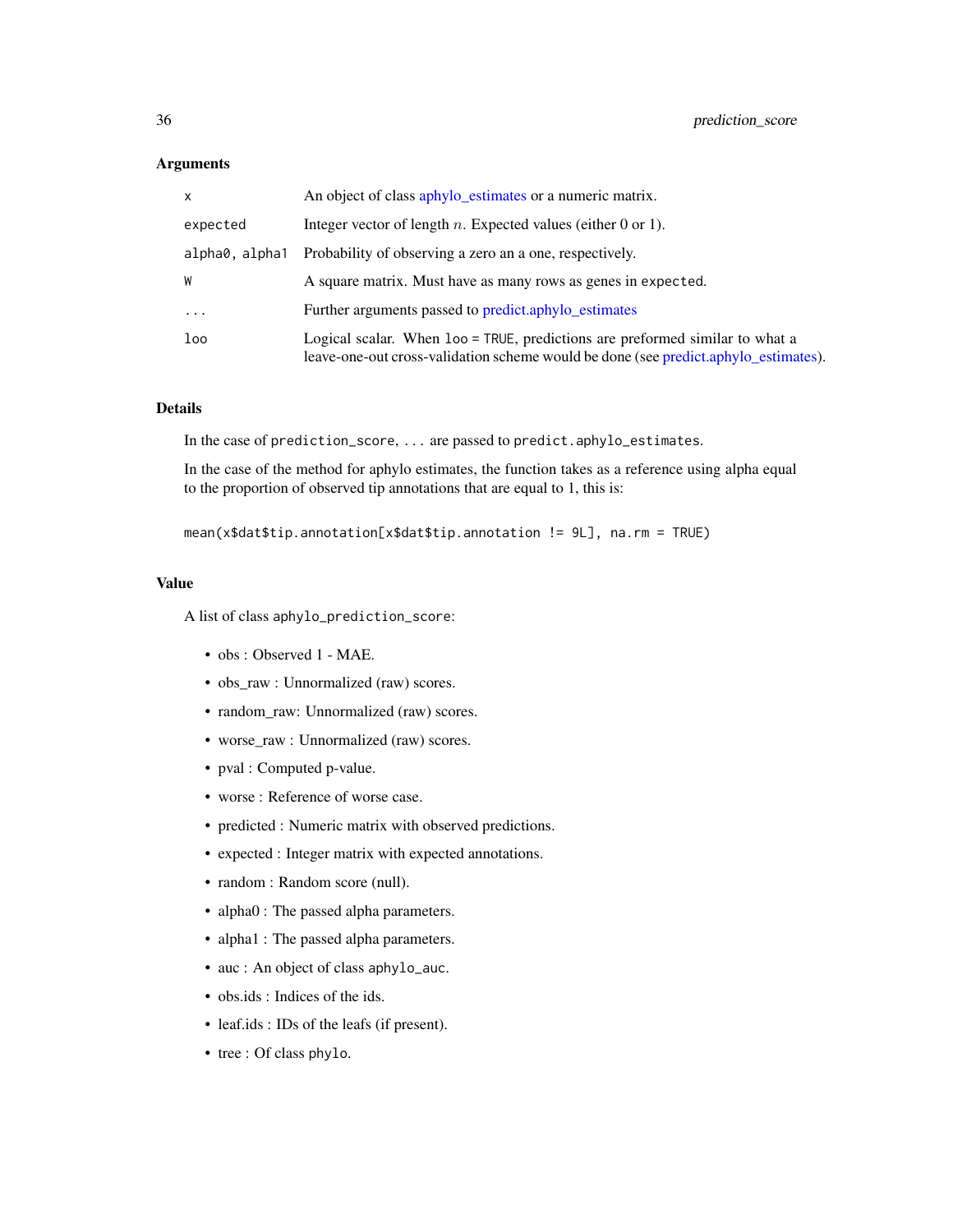### Arguments

| | |
|---|---|
| `x` | An object of class aphylo_estimates or a numeric matrix. |
| `expected` | Integer vector of length $n$. Expected values (either 0 or 1). |
| `alpha0, alpha1` | Probability of observing a zero an a one, respectively. |
| `W` | A square matrix. Must have as many rows as genes in `expected`. |
| `...` | Further arguments passed to predict.aphylo_estimates |
| `loo` | Logical scalar. When `loo = TRUE`, predictions are preformed similar to what a leave-one-out cross-validation scheme would be done (see predict.aphylo_estimates). |

### Details

In the case of `prediction_score`, `...` are passed to `predict.aphylo_estimates`.

In the case of the method for aphylo estimates, the function takes as a reference using alpha equal to the proportion of observed tip annotations that are equal to 1, this is:

```
mean(x$dat$tip.annotation[x$dat$tip.annotation != 9L], na.rm = TRUE)
```

### Value

A list of class `aphylo_prediction_score`:

- obs : Observed 1 - MAE.
- obs_raw : Unnormalized (raw) scores.
- random_raw: Unnormalized (raw) scores.
- worse_raw : Unnormalized (raw) scores.
- pval : Computed p-value.
- worse : Reference of worse case.
- predicted : Numeric matrix with observed predictions.
- expected : Integer matrix with expected annotations.
- random : Random score (null).
- alpha0 : The passed alpha parameters.
- alpha1 : The passed alpha parameters.
- auc : An object of class `aphylo_auc`.
- obs.ids : Indices of the ids.
- leaf.ids : IDs of the leafs (if present).
- tree : Of class `phylo`.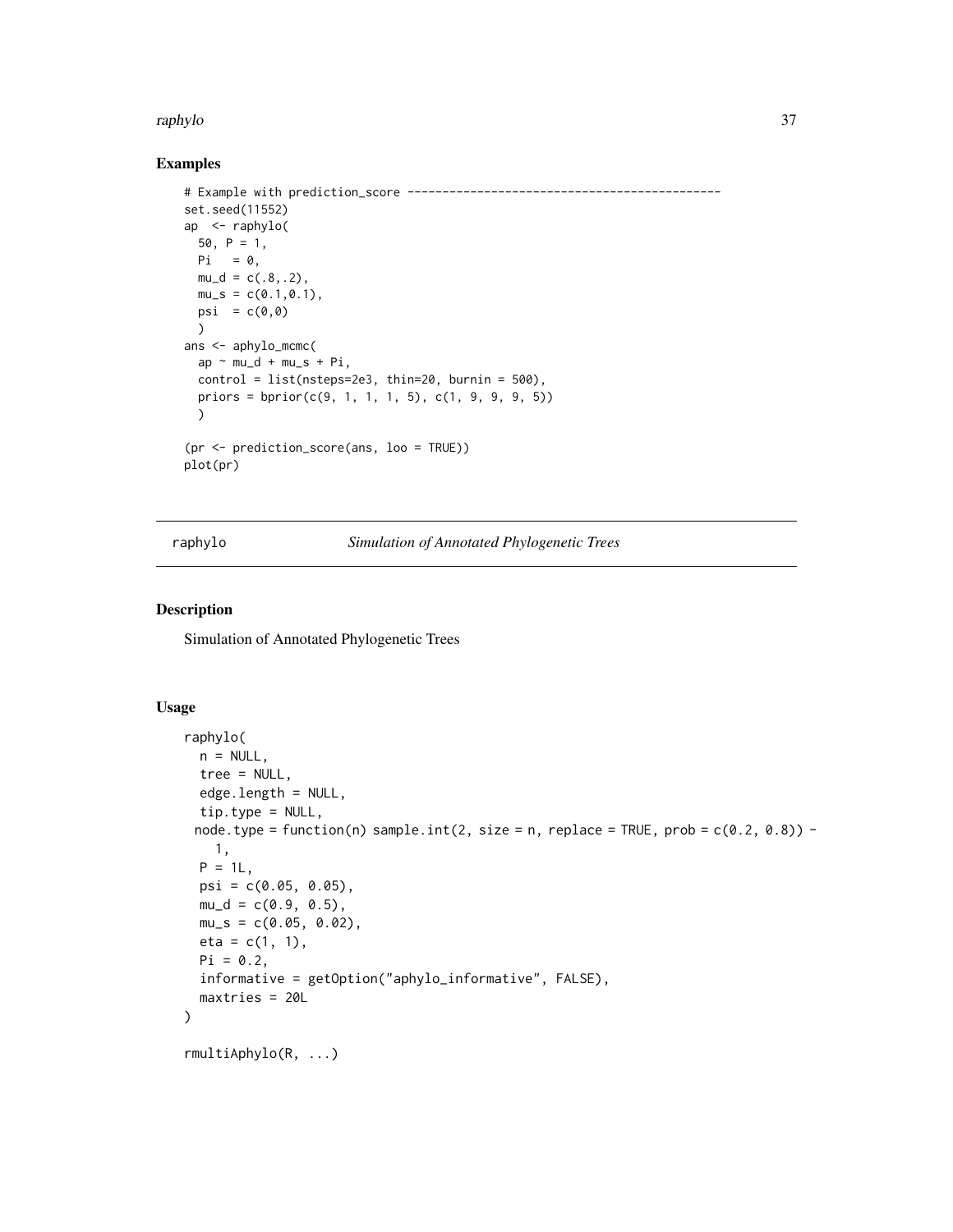## Examples

```
# Example with prediction_score ---------------------------------------------
set.seed(11552)
ap  <- raphylo(
  50, P = 1,
  Pi   = 0,
  mu_d = c(.8,.2),
  mu_s = c(0.1,0.1),
  psi  = c(0,0)
  )
ans <- aphylo_mcmc(
  ap ~ mu_d + mu_s + Pi,
  control = list(nsteps=2e3, thin=20, burnin = 500),
  priors = bprior(c(9, 1, 1, 1, 5), c(1, 9, 9, 9, 5))
  )

(pr <- prediction_score(ans, loo = TRUE))
plot(pr)
```

---

raphylo    *Simulation of Annotated Phylogenetic Trees*

---

## Description

Simulation of Annotated Phylogenetic Trees

## Usage

```
raphylo(
  n = NULL,
  tree = NULL,
  edge.length = NULL,
  tip.type = NULL,
  node.type = function(n) sample.int(2, size = n, replace = TRUE, prob = c(0.2, 0.8)) -
    1,
  P = 1L,
  psi = c(0.05, 0.05),
  mu_d = c(0.9, 0.5),
  mu_s = c(0.05, 0.02),
  eta = c(1, 1),
  Pi = 0.2,
  informative = getOption("aphylo_informative", FALSE),
  maxtries = 20L
)

rmultiAphylo(R, ...)
```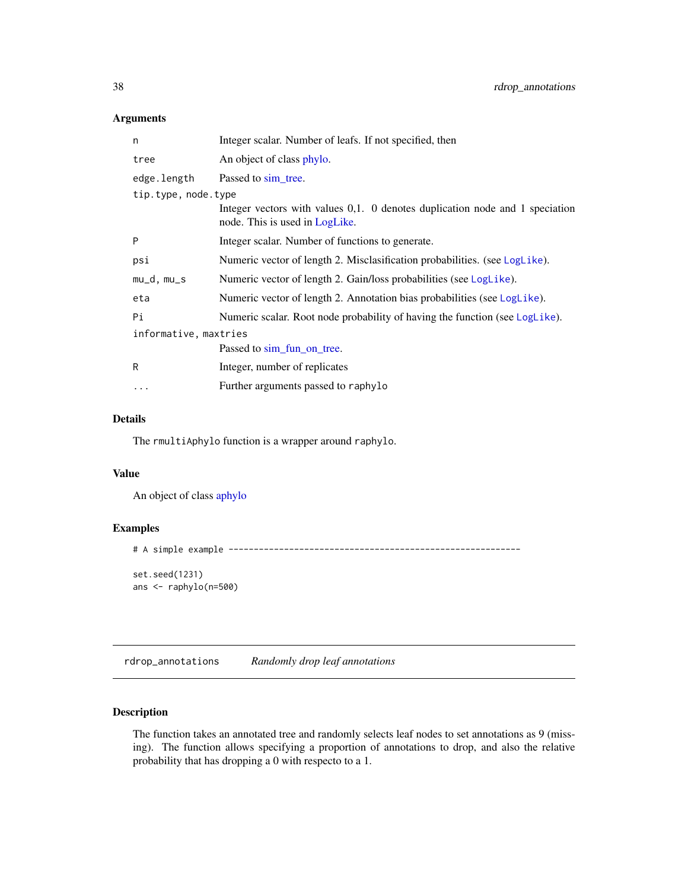### Arguments

| | |
|---|---|
| `n` | Integer scalar. Number of leafs. If not specified, then |
| `tree` | An object of class phylo. |
| `edge.length` | Passed to sim_tree. |
| `tip.type, node.type` | Integer vectors with values 0,1. 0 denotes duplication node and 1 speciation node. This is used in LogLike. |
| `P` | Integer scalar. Number of functions to generate. |
| `psi` | Numeric vector of length 2. Misclasification probabilities. (see `LogLike`). |
| `mu_d, mu_s` | Numeric vector of length 2. Gain/loss probabilities (see `LogLike`). |
| `eta` | Numeric vector of length 2. Annotation bias probabilities (see `LogLike`). |
| `Pi` | Numeric scalar. Root node probability of having the function (see `LogLike`). |
| `informative, maxtries` | Passed to sim_fun_on_tree. |
| `R` | Integer, number of replicates |
| `...` | Further arguments passed to `raphylo` |

### Details

The `rmultiAphylo` function is a wrapper around `raphylo`.

### Value

An object of class aphylo

### Examples

```
# A simple example ----------------------------------------------------------

set.seed(1231)
ans <- raphylo(n=500)
```

---

## rdrop_annotations *Randomly drop leaf annotations*

---

### Description

The function takes an annotated tree and randomly selects leaf nodes to set annotations as 9 (missing). The function allows specifying a proportion of annotations to drop, and also the relative probability that has dropping a 0 with respecto to a 1.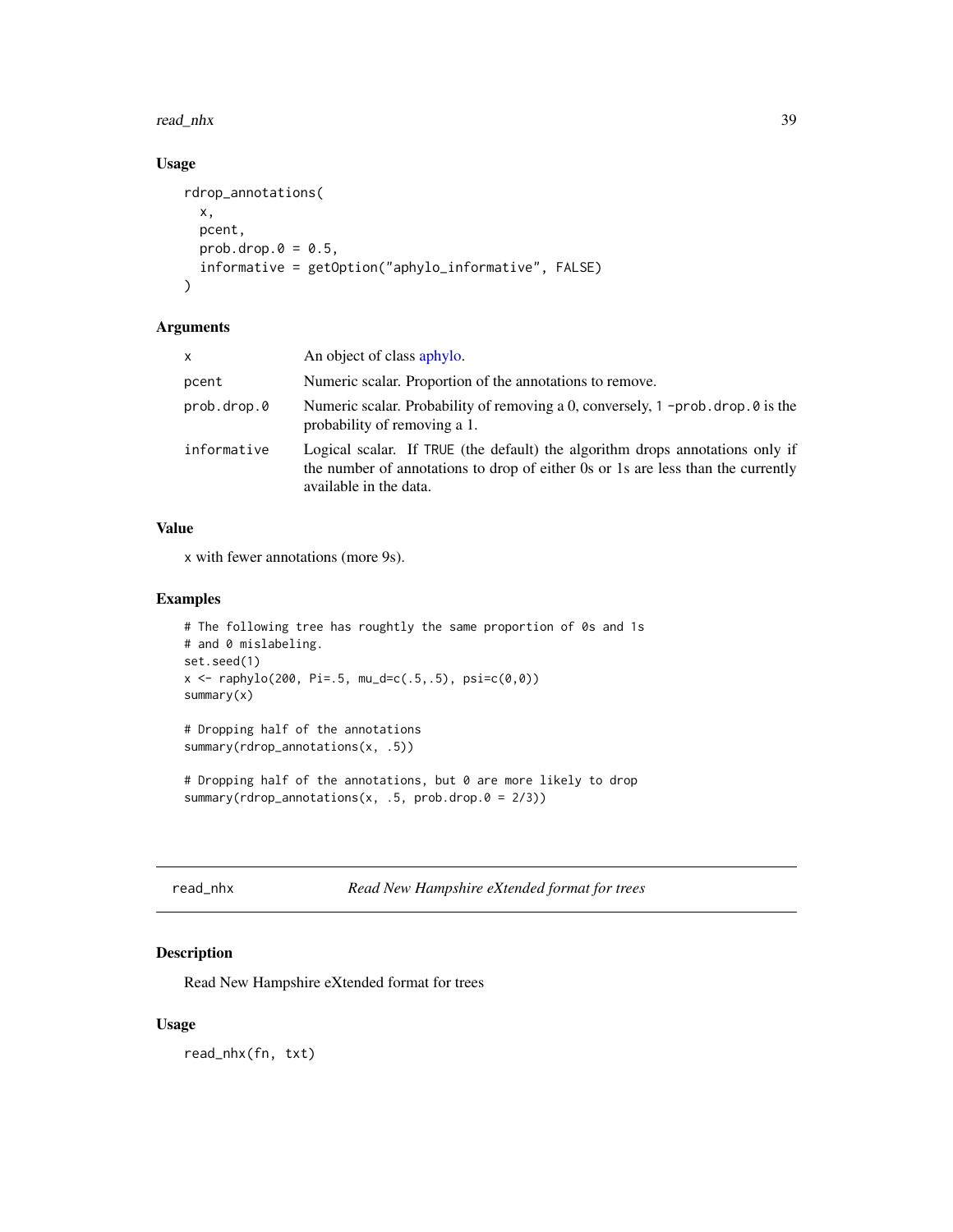### Usage

```
rdrop_annotations(
  x,
  pcent,
  prob.drop.0 = 0.5,
  informative = getOption("aphylo_informative", FALSE)
)
```

### Arguments

| | |
|---|---|
| `x` | An object of class aphylo. |
| `pcent` | Numeric scalar. Proportion of the annotations to remove. |
| `prob.drop.0` | Numeric scalar. Probability of removing a 0, conversely, `1 -prob.drop.0` is the probability of removing a 1. |
| `informative` | Logical scalar. If `TRUE` (the default) the algorithm drops annotations only if the number of annotations to drop of either 0s or 1s are less than the currently available in the data. |

### Value

`x` with fewer annotations (more 9s).

### Examples

```
# The following tree has roughly the same proportion of 0s and 1s
# and 0 mislabeling.
set.seed(1)
x <- raphylo(200, Pi=.5, mu_d=c(.5,.5), psi=c(0,0))
summary(x)

# Dropping half of the annotations
summary(rdrop_annotations(x, .5))

# Dropping half of the annotations, but 0 are more likely to drop
summary(rdrop_annotations(x, .5, prob.drop.0 = 2/3))
```

---

## read_nhx — *Read New Hampshire eXtended format for trees*

### Description

Read New Hampshire eXtended format for trees

### Usage

```
read_nhx(fn, txt)
```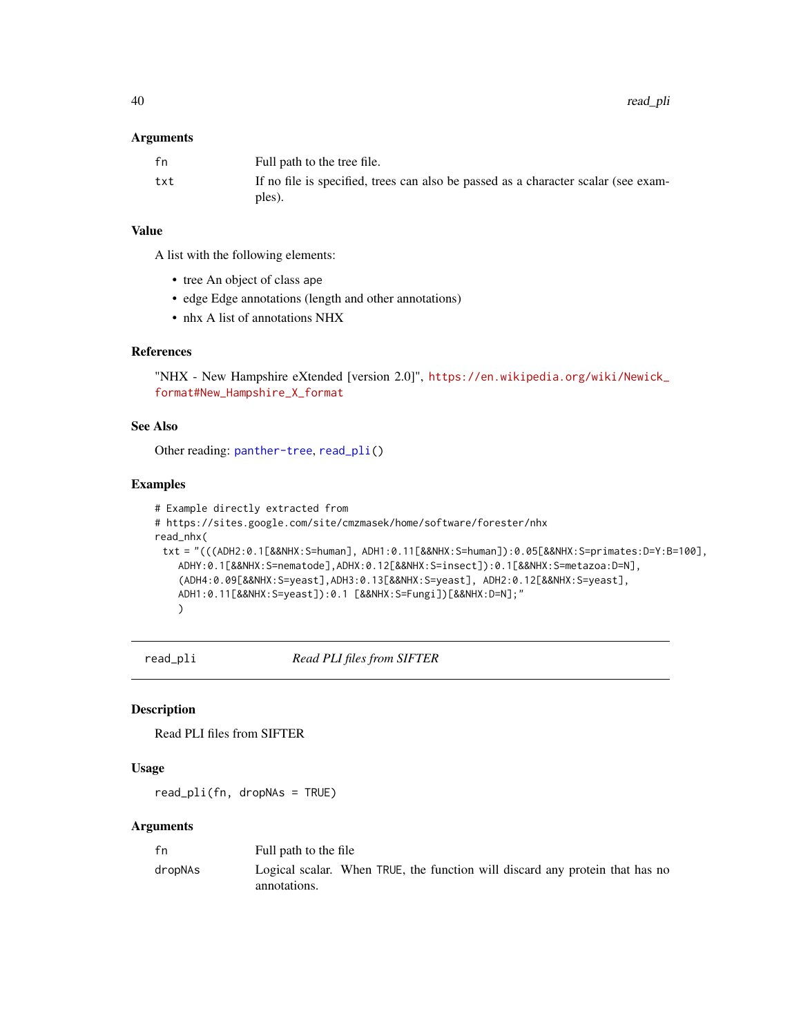### Arguments

| | |
|---|---|
| fn | Full path to the tree file. |
| txt | If no file is specified, trees can also be passed as a character scalar (see examples). |

### Value

A list with the following elements:

- tree An object of class ape
- edge Edge annotations (length and other annotations)
- nhx A list of annotations NHX

### References

"NHX - New Hampshire eXtended [version 2.0]", https://en.wikipedia.org/wiki/Newick_format#New_Hampshire_X_format

### See Also

Other reading: panther-tree, read_pli()

### Examples

```
# Example directly extracted from
# https://sites.google.com/site/cmzmasek/home/software/forester/nhx
read_nhx(
  txt = "(((ADH2:0.1[&&NHX:S=human], ADH1:0.11[&&NHX:S=human]):0.05[&&NHX:S=primates:D=Y:B=100],
    ADHY:0.1[&&NHX:S=nematode],ADHX:0.12[&&NHX:S=insect]):0.1[&&NHX:S=metazoa:D=N],
    (ADH4:0.09[&&NHX:S=yeast],ADH3:0.13[&&NHX:S=yeast], ADH2:0.12[&&NHX:S=yeast],
    ADH1:0.11[&&NHX:S=yeast]):0.1 [&&NHX:S=Fungi])[&&NHX:D=N];"
    )
```

---

## read_pli — *Read PLI files from SIFTER*

### Description

Read PLI files from SIFTER

### Usage

```
read_pli(fn, dropNAs = TRUE)
```

### Arguments

| | |
|---|---|
| fn | Full path to the file |
| dropNAs | Logical scalar. When TRUE, the function will discard any protein that has no annotations. |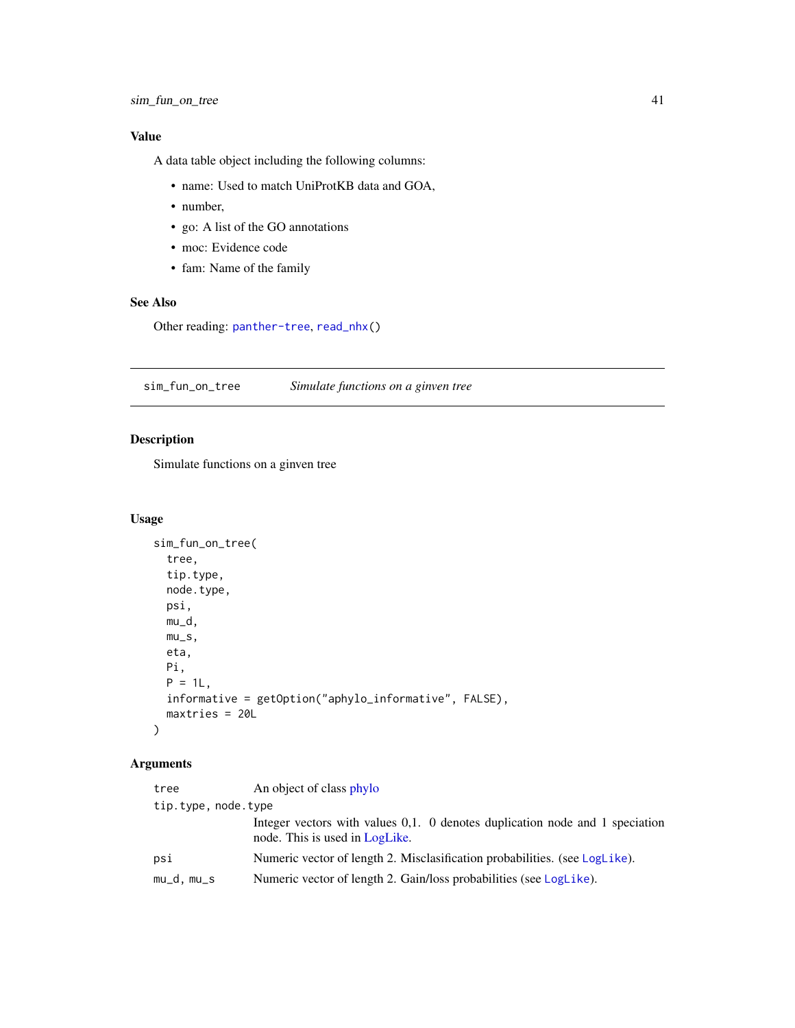### Value

A data table object including the following columns:

- name: Used to match UniProtKB data and GOA,
- number,
- go: A list of the GO annotations
- moc: Evidence code
- fam: Name of the family

### See Also

Other reading: panther-tree, read_nhx()

---

## sim_fun_on_tree — *Simulate functions on a ginven tree*

### Description

Simulate functions on a ginven tree

### Usage

```
sim_fun_on_tree(
  tree,
  tip.type,
  node.type,
  psi,
  mu_d,
  mu_s,
  eta,
  Pi,
  P = 1L,
  informative = getOption("aphylo_informative", FALSE),
  maxtries = 20L
)
```

### Arguments

| | |
|---|---|
| tree | An object of class phylo |
| tip.type, node.type | Integer vectors with values 0,1. 0 denotes duplication node and 1 speciation node. This is used in LogLike. |
| psi | Numeric vector of length 2. Misclasification probabilities. (see LogLike). |
| mu_d, mu_s | Numeric vector of length 2. Gain/loss probabilities (see LogLike). |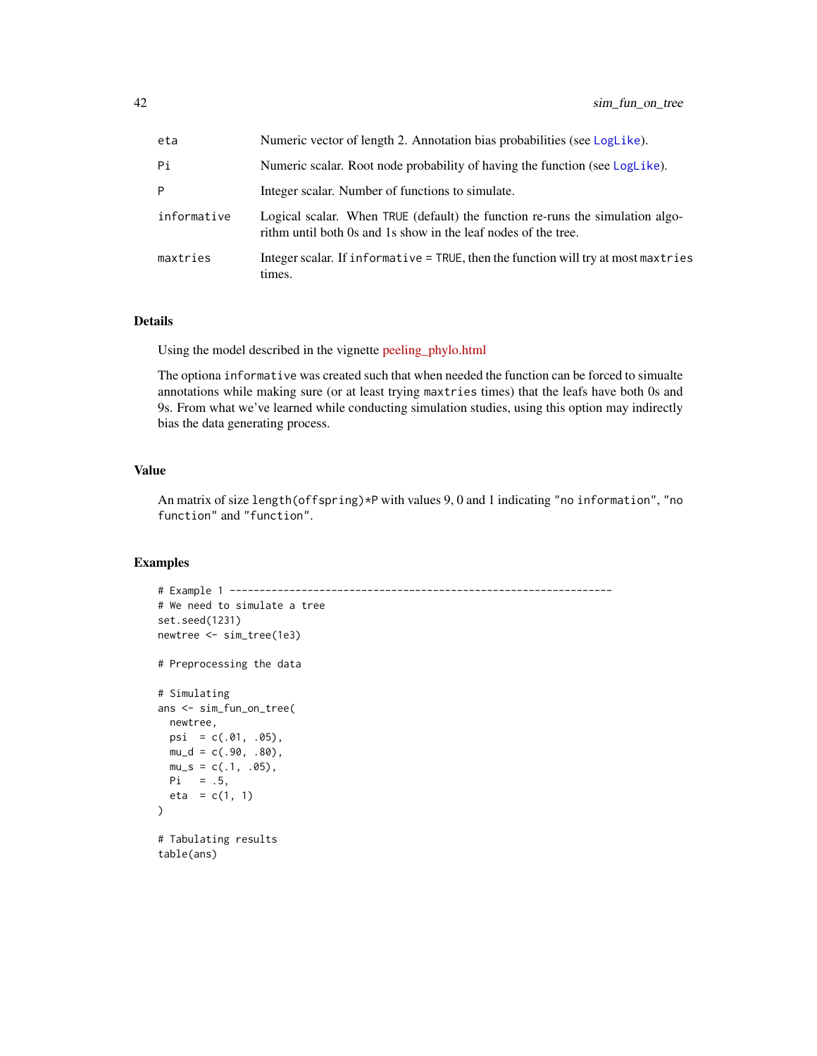| | |
|---|---|
| eta | Numeric vector of length 2. Annotation bias probabilities (see LogLike). |
| Pi | Numeric scalar. Root node probability of having the function (see LogLike). |
| P | Integer scalar. Number of functions to simulate. |
| informative | Logical scalar. When TRUE (default) the function re-runs the simulation algorithm until both 0s and 1s show in the leaf nodes of the tree. |
| maxtries | Integer scalar. If informative = TRUE, then the function will try at most maxtries times. |

## Details

Using the model described in the vignette peeling_phylo.html

The optiona informative was created such that when needed the function can be forced to simualte annotations while making sure (or at least trying maxtries times) that the leafs have both 0s and 9s. From what we've learned while conducting simulation studies, using this option may indirectly bias the data generating process.

## Value

An matrix of size length(offspring)*P with values 9, 0 and 1 indicating "no information", "no function" and "function".

## Examples

```
# Example 1 ----------------------------------------------------------------
# We need to simulate a tree
set.seed(1231)
newtree <- sim_tree(1e3)

# Preprocessing the data

# Simulating
ans <- sim_fun_on_tree(
  newtree,
  psi  = c(.01, .05),
  mu_d = c(.90, .80),
  mu_s = c(.1, .05),
  Pi   = .5,
  eta  = c(1, 1)
)

# Tabulating results
table(ans)
```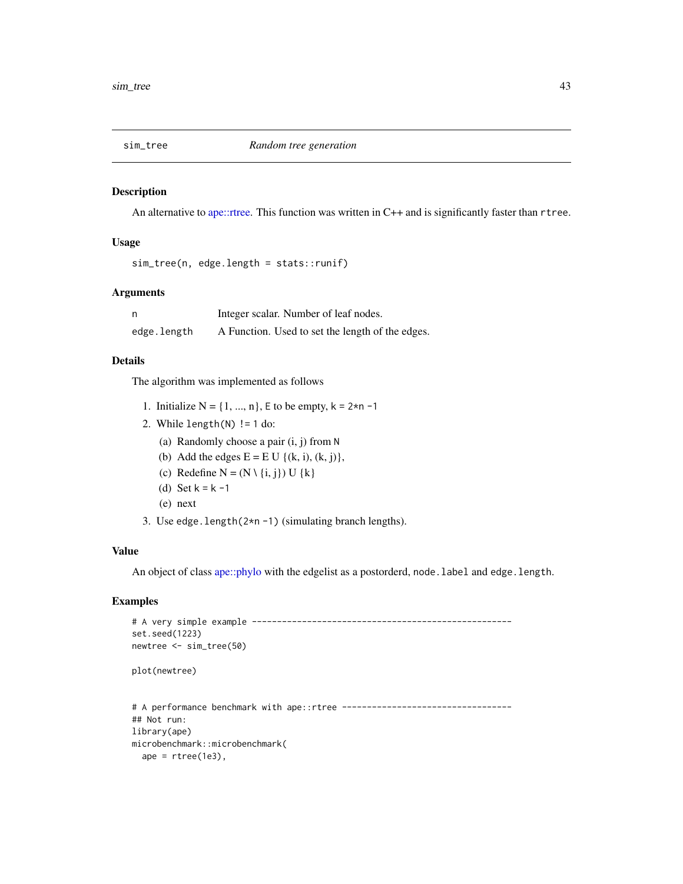## sim_tree — *Random tree generation*

### Description

An alternative to ape::rtree. This function was written in C++ and is significantly faster than `rtree`.

### Usage

```
sim_tree(n, edge.length = stats::runif)
```

### Arguments

| | |
|---|---|
| `n` | Integer scalar. Number of leaf nodes. |
| `edge.length` | A Function. Used to set the length of the edges. |

### Details

The algorithm was implemented as follows

1. Initialize N = {1, ..., n}, `E` to be empty, `k = 2*n -1`
2. While `length(N) != 1` do:
   (a) Randomly choose a pair (i, j) from `N`
   (b) Add the edges E = E U {(k, i), (k, j)},
   (c) Redefine N = (N \ {i, j}) U {k}
   (d) Set `k = k -1`
   (e) next
3. Use `edge.length(2*n -1)` (simulating branch lengths).

### Value

An object of class ape::phylo with the edgelist as a postorderd, `node.label` and `edge.length`.

### Examples

```
# A very simple example ----------------------------------------------------
set.seed(1223)
newtree <- sim_tree(50)

plot(newtree)


# A performance benchmark with ape::rtree ---------------------------------
## Not run:
library(ape)
microbenchmark::microbenchmark(
  ape = rtree(1e3),
```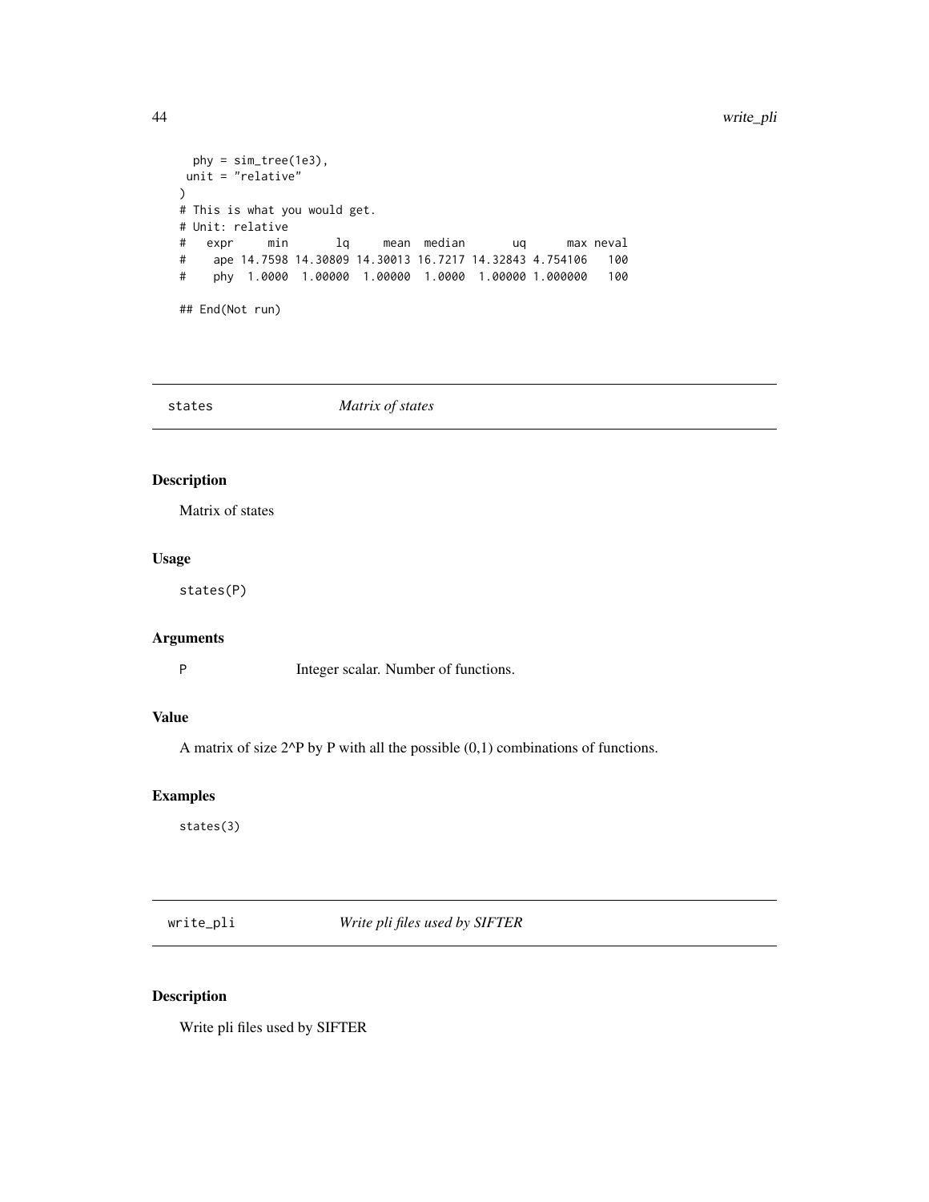```
  phy = sim_tree(1e3),
 unit = "relative"
)
# This is what you would get.
# Unit: relative
#   expr     min       lq     mean  median       uq      max neval
#    ape 14.7598 14.30809 14.30013 16.7217 14.32843 4.754106   100
#    phy  1.0000  1.00000  1.00000  1.0000  1.00000 1.000000   100

## End(Not run)
```

## states — *Matrix of states*

### Description

Matrix of states

### Usage

```
states(P)
```

### Arguments

| | |
|---|---|
| P | Integer scalar. Number of functions. |

### Value

A matrix of size 2^P by P with all the possible (0,1) combinations of functions.

### Examples

```
states(3)
```

## write_pli — *Write pli files used by SIFTER*

### Description

Write pli files used by SIFTER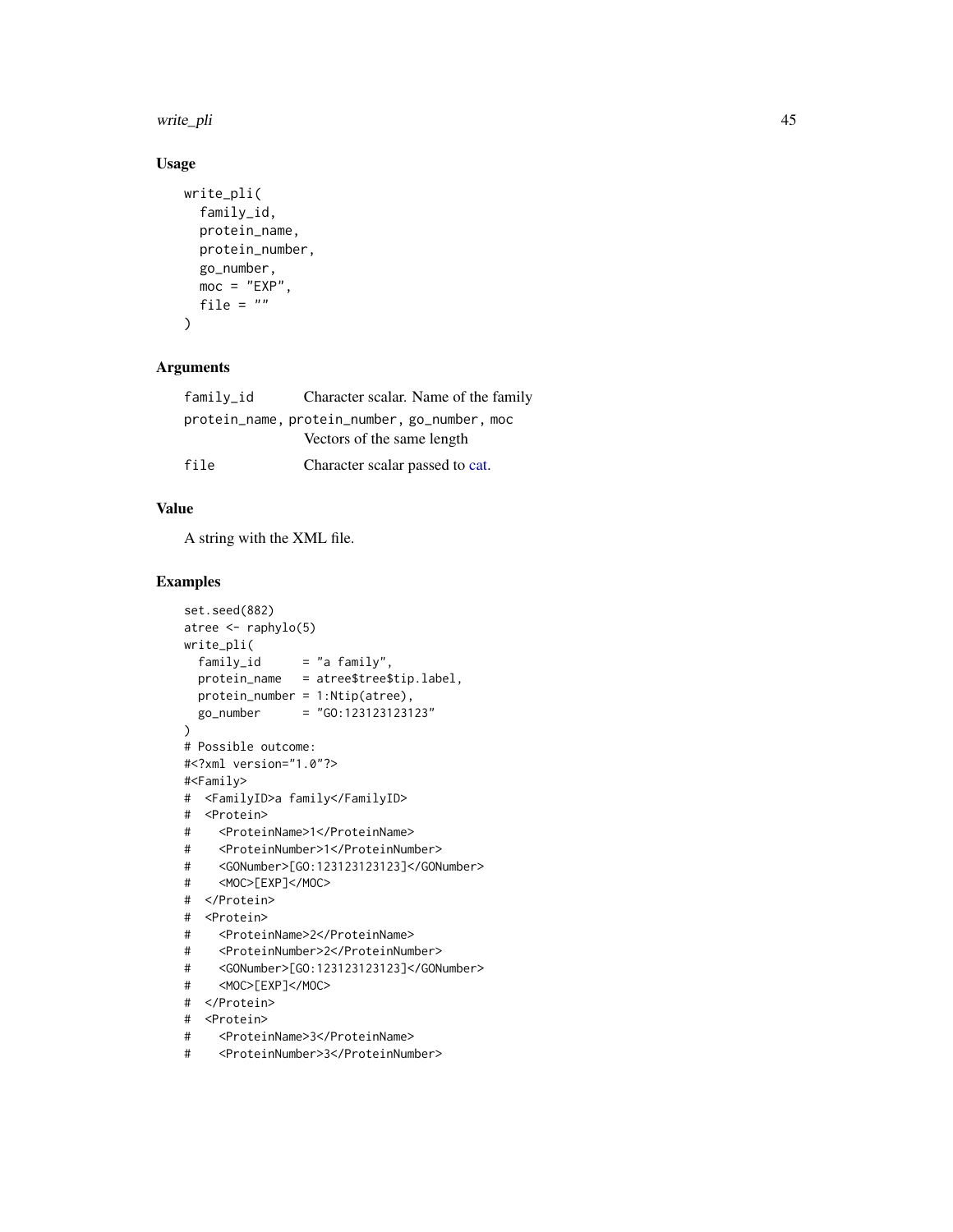## Usage

```
write_pli(
  family_id,
  protein_name,
  protein_number,
  go_number,
  moc = "EXP",
  file = ""
)
```

## Arguments

| | |
|---|---|
| family_id | Character scalar. Name of the family |
| protein_name, protein_number, go_number, moc | Vectors of the same length |
| file | Character scalar passed to cat. |

## Value

A string with the XML file.

## Examples

```
set.seed(882)
atree <- raphylo(5)
write_pli(
  family_id      = "a family",
  protein_name   = atree$tree$tip.label,
  protein_number = 1:Ntip(atree),
  go_number      = "GO:123123123123"
)
# Possible outcome:
#<?xml version="1.0"?>
#<Family>
#  <FamilyID>a family</FamilyID>
#  <Protein>
#    <ProteinName>1</ProteinName>
#    <ProteinNumber>1</ProteinNumber>
#    <GONumber>[GO:123123123123]</GONumber>
#    <MOC>[EXP]</MOC>
#  </Protein>
#  <Protein>
#    <ProteinName>2</ProteinName>
#    <ProteinNumber>2</ProteinNumber>
#    <GONumber>[GO:123123123123]</GONumber>
#    <MOC>[EXP]</MOC>
#  </Protein>
#  <Protein>
#    <ProteinName>3</ProteinName>
#    <ProteinNumber>3</ProteinNumber>
```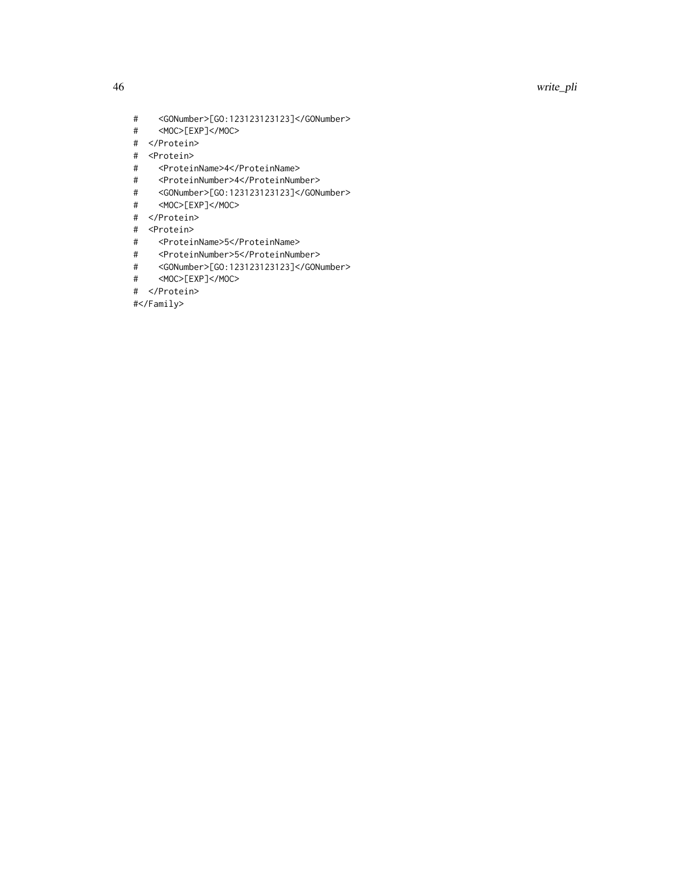```
#     <GONumber>[GO:123123123123]</GONumber>
#     <MOC>[EXP]</MOC>
#   </Protein>
#   <Protein>
#     <ProteinName>4</ProteinName>
#     <ProteinNumber>4</ProteinNumber>
#     <GONumber>[GO:123123123123]</GONumber>
#     <MOC>[EXP]</MOC>
#   </Protein>
#   <Protein>
#     <ProteinName>5</ProteinName>
#     <ProteinNumber>5</ProteinNumber>
#     <GONumber>[GO:123123123123]</GONumber>
#     <MOC>[EXP]</MOC>
#   </Protein>
#</Family>
```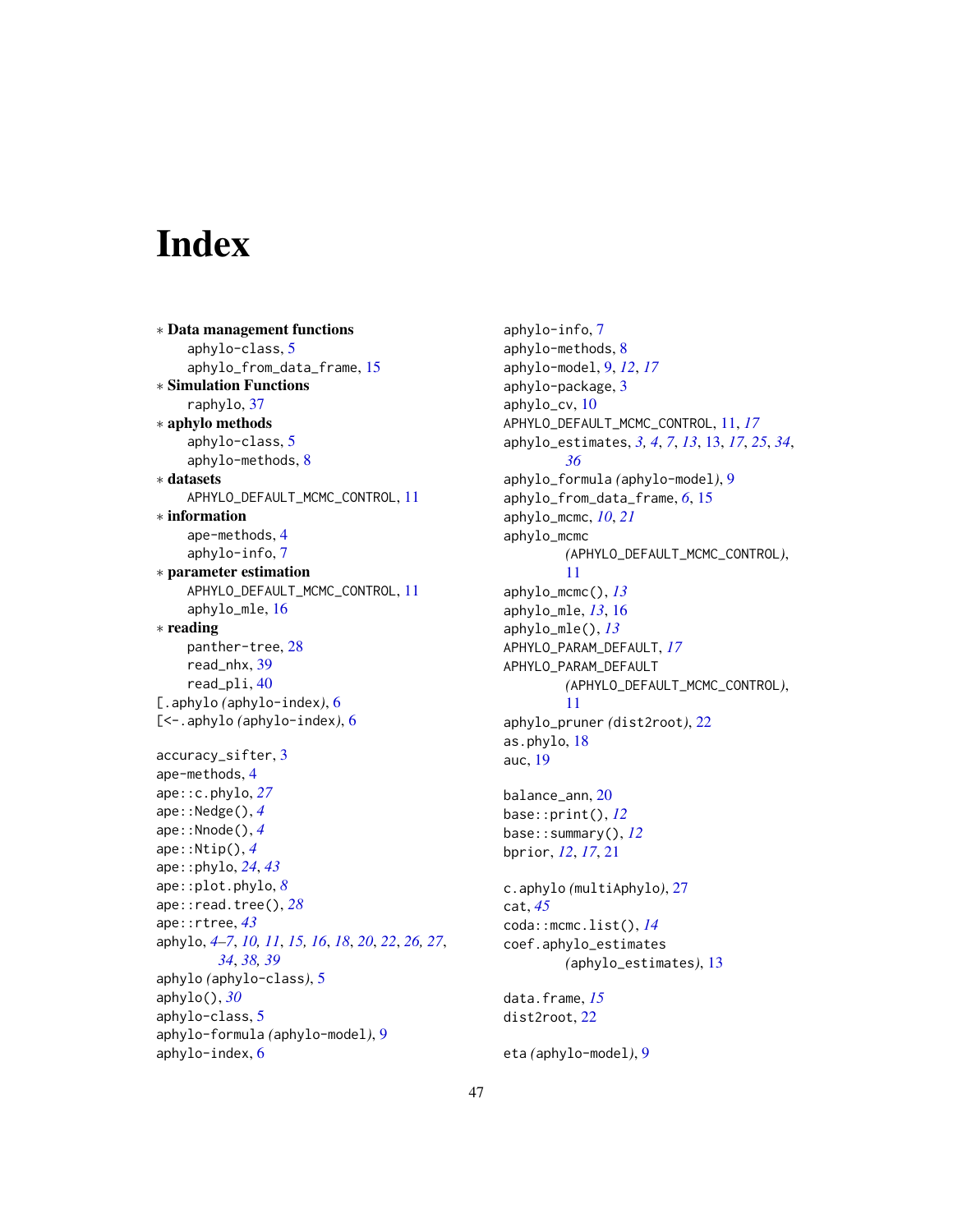# Index

∗ **Data management functions**
  aphylo-class, 5
  aphylo_from_data_frame, 15
∗ **Simulation Functions**
  raphylo, 37
∗ **aphylo methods**
  aphylo-class, 5
  aphylo-methods, 8
∗ **datasets**
  APHYLO_DEFAULT_MCMC_CONTROL, 11
∗ **information**
  ape-methods, 4
  aphylo-info, 7
∗ **parameter estimation**
  APHYLO_DEFAULT_MCMC_CONTROL, 11
  aphylo_mle, 16
∗ **reading**
  panther-tree, 28
  read_nhx, 39
  read_pli, 40
[.aphylo *(aphylo-index)*, 6
[<-.aphylo *(aphylo-index)*, 6

accuracy_sifter, 3
ape-methods, 4
ape::c.phylo, *27*
ape::Nedge(), *4*
ape::Nnode(), *4*
ape::Ntip(), *4*
ape::phylo, *24*, *43*
ape::plot.phylo, *8*
ape::read.tree(), *28*
ape::rtree, *43*
aphylo, *4–7*, *10, 11*, *15, 16*, *18*, *20*, *22*, *26, 27*, *34*, *38, 39*
aphylo *(aphylo-class)*, 5
aphylo(), *30*
aphylo-class, 5
aphylo-formula *(aphylo-model)*, 9
aphylo-index, 6
aphylo-info, 7
aphylo-methods, 8
aphylo-model, 9, *12*, *17*
aphylo-package, 3
aphylo_cv, 10
APHYLO_DEFAULT_MCMC_CONTROL, 11, *17*
aphylo_estimates, *3, 4*, *7*, *13*, 13, *17*, *25*, *34*, *36*
aphylo_formula *(aphylo-model)*, 9
aphylo_from_data_frame, *6*, 15
aphylo_mcmc, *10*, *21*
aphylo_mcmc *(APHYLO_DEFAULT_MCMC_CONTROL)*, 11
aphylo_mcmc(), *13*
aphylo_mle, *13*, 16
aphylo_mle(), *13*
APHYLO_PARAM_DEFAULT, *17*
APHYLO_PARAM_DEFAULT *(APHYLO_DEFAULT_MCMC_CONTROL)*, 11
aphylo_pruner *(dist2root)*, 22
as.phylo, 18
auc, 19

balance_ann, 20
base::print(), *12*
base::summary(), *12*
bprior, *12*, *17*, 21

c.aphylo *(multiAphylo)*, 27
cat, *45*
coda::mcmc.list(), *14*
coef.aphylo_estimates *(aphylo_estimates)*, 13

data.frame, *15*
dist2root, 22

eta *(aphylo-model)*, 9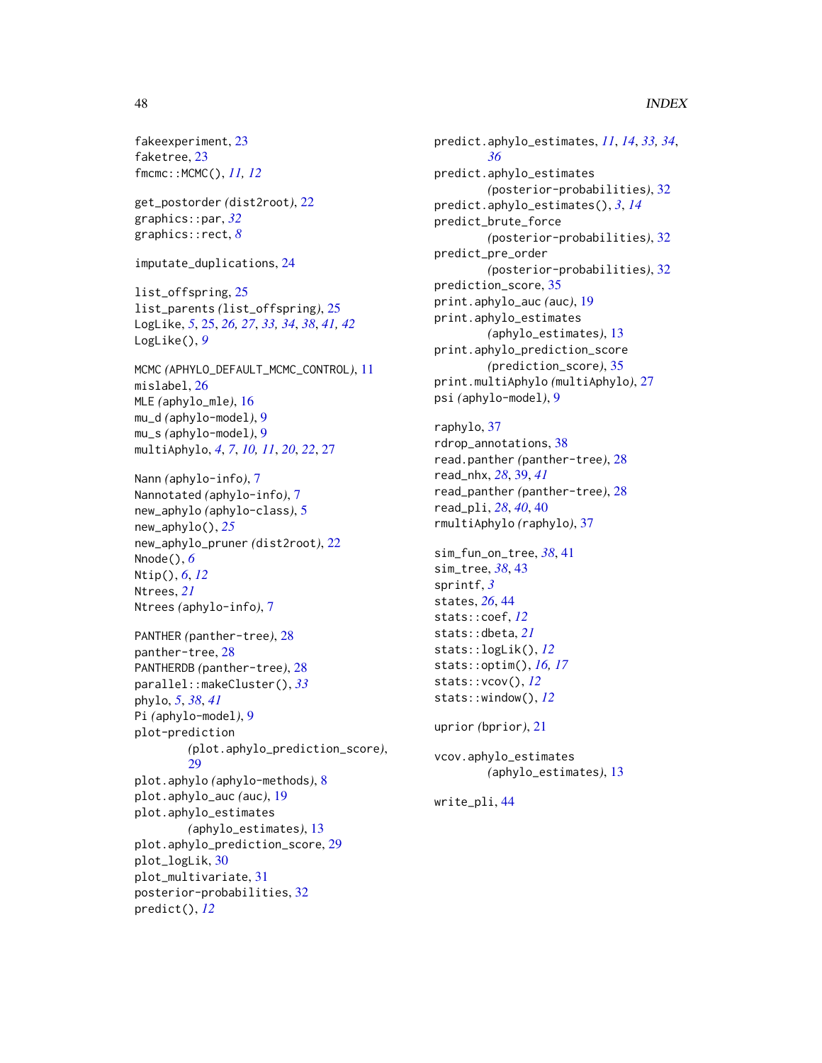fakeexperiment, 23
faketree, 23
fmcmc::MCMC(), *11, 12*

get_postorder *(*dist2root*)*, 22
graphics::par, *32*
graphics::rect, *8*

imputate_duplications, 24

list_offspring, 25
list_parents *(*list_offspring*)*, 25
LogLike, *5*, 25, *26, 27*, *33, 34*, *38*, *41, 42*
LogLike(), *9*

MCMC *(*APHYLO_DEFAULT_MCMC_CONTROL*)*, 11
mislabel, 26
MLE *(*aphylo_mle*)*, 16
mu_d *(*aphylo-model*)*, 9
mu_s *(*aphylo-model*)*, 9
multiAphylo, *4*, *7*, *10, 11*, *20*, *22*, 27

Nann *(*aphylo-info*)*, 7
Nannotated *(*aphylo-info*)*, 7
new_aphylo *(*aphylo-class*)*, 5
new_aphylo(), *25*
new_aphylo_pruner *(*dist2root*)*, 22
Nnode(), *6*
Ntip(), *6*, *12*
Ntrees, *21*
Ntrees *(*aphylo-info*)*, 7

PANTHER *(*panther-tree*)*, 28
panther-tree, 28
PANTHERDB *(*panther-tree*)*, 28
parallel::makeCluster(), *33*
phylo, *5*, *38*, *41*
Pi *(*aphylo-model*)*, 9
plot-prediction
  *(*plot.aphylo_prediction_score*)*, 29
plot.aphylo *(*aphylo-methods*)*, 8
plot.aphylo_auc *(*auc*)*, 19
plot.aphylo_estimates
  *(*aphylo_estimates*)*, 13
plot.aphylo_prediction_score, 29
plot_logLik, 30
plot_multivariate, 31
posterior-probabilities, 32
predict(), *12*
predict.aphylo_estimates, *11*, *14*, *33, 34*, *36*
predict.aphylo_estimates
  *(*posterior-probabilities*)*, 32
predict.aphylo_estimates(), *3*, *14*
predict_brute_force
  *(*posterior-probabilities*)*, 32
predict_pre_order
  *(*posterior-probabilities*)*, 32
prediction_score, 35
print.aphylo_auc *(*auc*)*, 19
print.aphylo_estimates
  *(*aphylo_estimates*)*, 13
print.aphylo_prediction_score
  *(*prediction_score*)*, 35
print.multiAphylo *(*multiAphylo*)*, 27
psi *(*aphylo-model*)*, 9

raphylo, 37
rdrop_annotations, 38
read.panther *(*panther-tree*)*, 28
read_nhx, *28*, 39, *41*
read_panther *(*panther-tree*)*, 28
read_pli, *28*, *40*, 40
rmultiAphylo *(*raphylo*)*, 37

sim_fun_on_tree, *38*, 41
sim_tree, *38*, 43
sprintf, *3*
states, *26*, 44
stats::coef, *12*
stats::dbeta, *21*
stats::logLik(), *12*
stats::optim(), *16, 17*
stats::vcov(), *12*
stats::window(), *12*

uprior *(*bprior*)*, 21

vcov.aphylo_estimates
  *(*aphylo_estimates*)*, 13

write_pli, 44